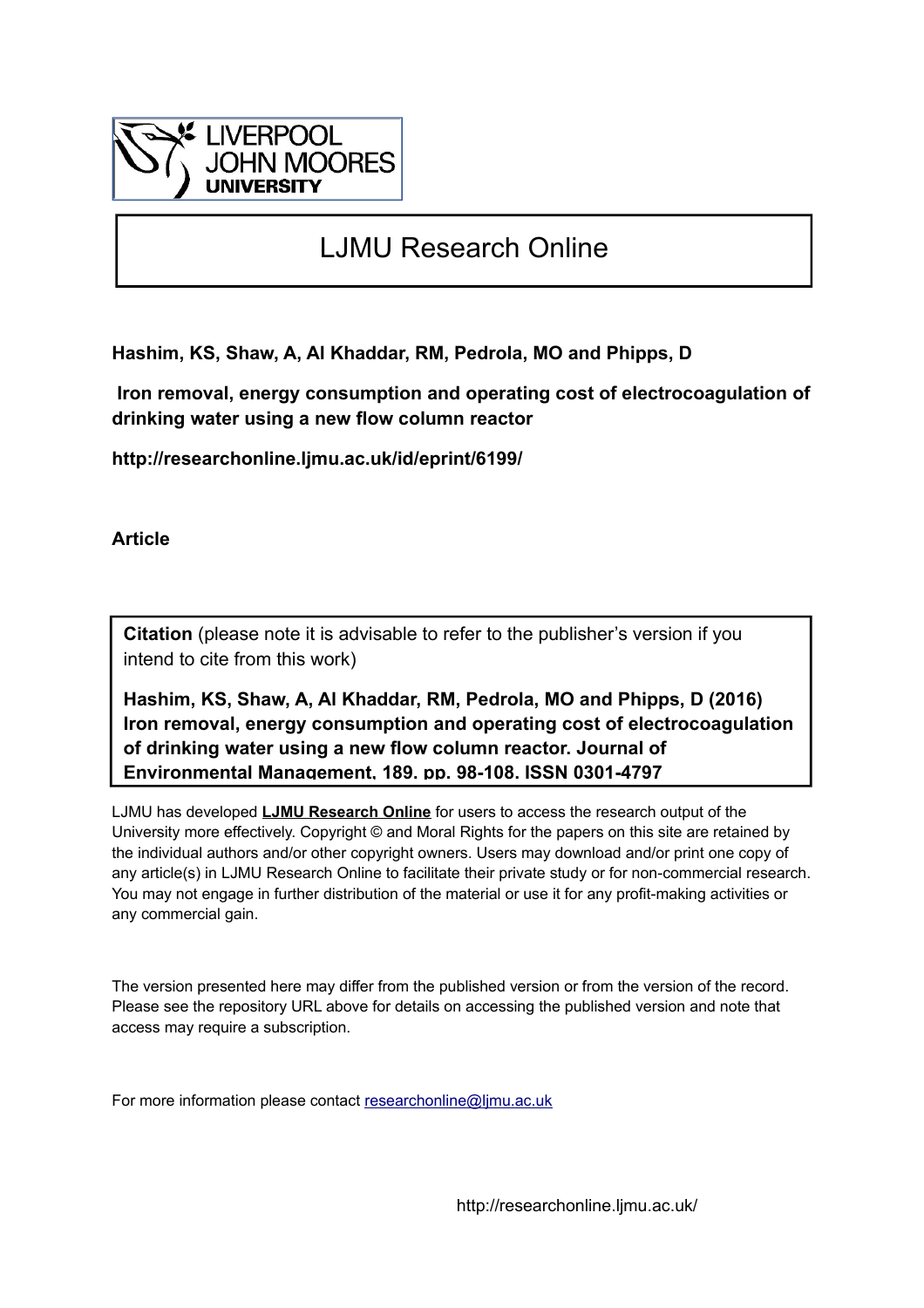LIVERPOOL JOHN MOORES UNIVERSITY

# LJMU Research Online

**Hashim, KS, Shaw, A, Al Khaddar, RM, Pedrola, MO and Phipps, D**

**Iron removal, energy consumption and operating cost of electrocoagulation of drinking water using a new flow column reactor**

**http://researchonline.ljmu.ac.uk/id/eprint/6199/**

**Article**

**Citation** (please note it is advisable to refer to the publisher's version if you intend to cite from this work)

**Hashim, KS, Shaw, A, Al Khaddar, RM, Pedrola, MO and Phipps, D (2016) Iron removal, energy consumption and operating cost of electrocoagulation of drinking water using a new flow column reactor. Journal of Environmental Management, 189. pp. 98-108. ISSN 0301-4797**

LJMU has developed **LJMU Research Online** for users to access the research output of the University more effectively. Copyright © and Moral Rights for the papers on this site are retained by the individual authors and/or other copyright owners. Users may download and/or print one copy of any article(s) in LJMU Research Online to facilitate their private study or for non-commercial research. You may not engage in further distribution of the material or use it for any profit-making activities or any commercial gain.

The version presented here may differ from the published version or from the version of the record. Please see the repository URL above for details on accessing the published version and note that access may require a subscription.

For more information please contact researchonline@ljmu.ac.uk

http://researchonline.ljmu.ac.uk/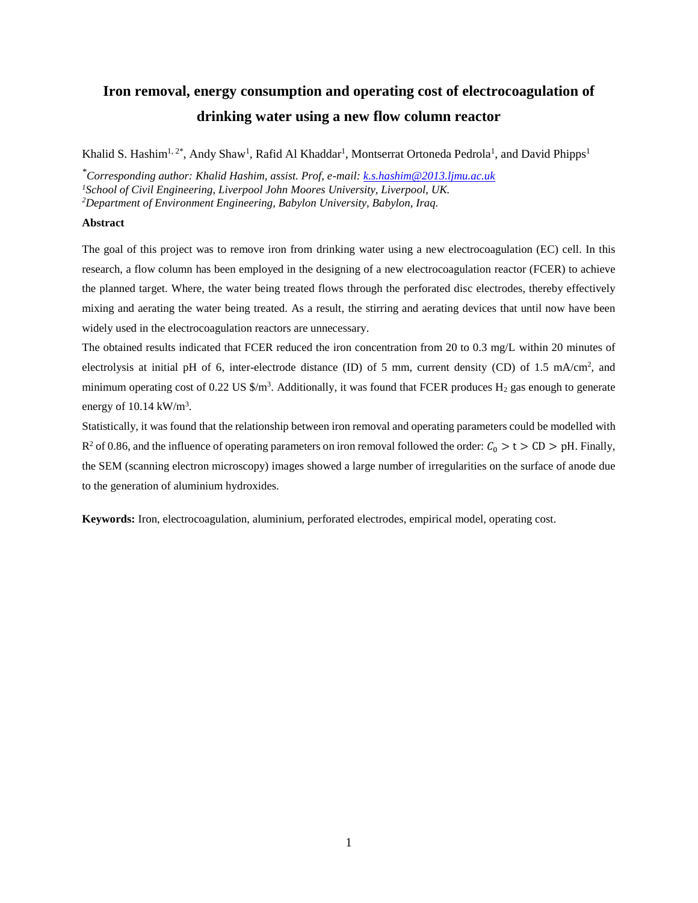# Iron removal, energy consumption and operating cost of electrocoagulation of drinking water using a new flow column reactor

Khalid S. Hashim[1, 2*], Andy Shaw[1], Rafid Al Khaddar[1], Montserrat Ortoneda Pedrola[1], and David Phipps[1]

[*]*Corresponding author: Khalid Hashim, assist. Prof, e-mail: k.s.hashim@2013.ljmu.ac.uk*
[1]*School of Civil Engineering, Liverpool John Moores University, Liverpool, UK.*
[2]*Department of Environment Engineering, Babylon University, Babylon, Iraq.*

**Abstract**

The goal of this project was to remove iron from drinking water using a new electrocoagulation (EC) cell. In this research, a flow column has been employed in the designing of a new electrocoagulation reactor (FCER) to achieve the planned target. Where, the water being treated flows through the perforated disc electrodes, thereby effectively mixing and aerating the water being treated. As a result, the stirring and aerating devices that until now have been widely used in the electrocoagulation reactors are unnecessary.

The obtained results indicated that FCER reduced the iron concentration from 20 to 0.3 mg/L within 20 minutes of electrolysis at initial pH of 6, inter-electrode distance (ID) of 5 mm, current density (CD) of 1.5 mA/cm$^2$, and minimum operating cost of 0.22 US \$/m$^3$. Additionally, it was found that FCER produces $H_2$ gas enough to generate energy of 10.14 kW/m$^3$.

Statistically, it was found that the relationship between iron removal and operating parameters could be modelled with $R^2$ of 0.86, and the influence of operating parameters on iron removal followed the order: $C_0 > \text{t} > \text{CD} > \text{pH}$. Finally, the SEM (scanning electron microscopy) images showed a large number of irregularities on the surface of anode due to the generation of aluminium hydroxides.

**Keywords:** Iron, electrocoagulation, aluminium, perforated electrodes, empirical model, operating cost.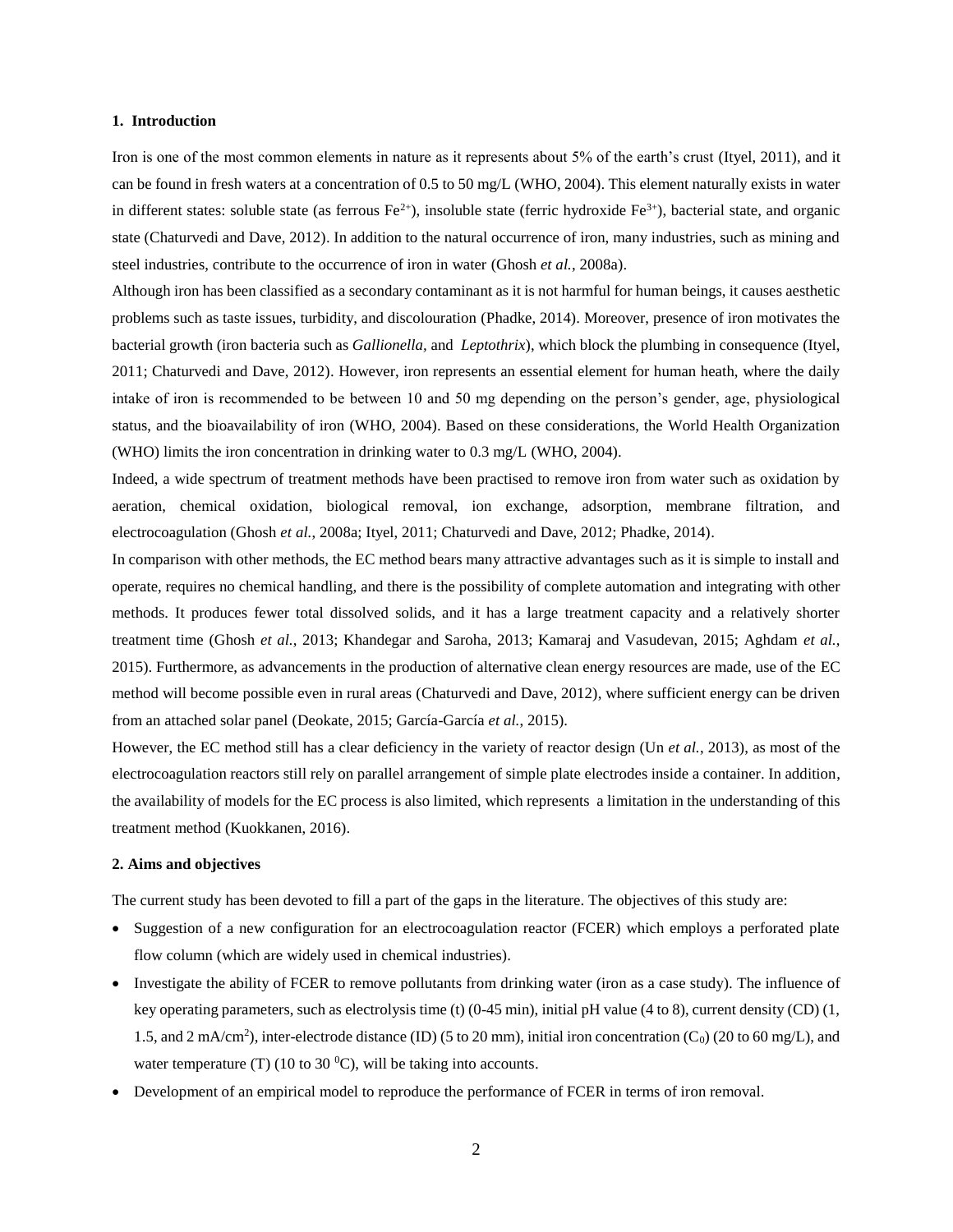## 1. Introduction

Iron is one of the most common elements in nature as it represents about 5% of the earth's crust (Ityel, 2011), and it can be found in fresh waters at a concentration of 0.5 to 50 mg/L (WHO, 2004). This element naturally exists in water in different states: soluble state (as ferrous $Fe^{2+}$), insoluble state (ferric hydroxide $Fe^{3+}$), bacterial state, and organic state (Chaturvedi and Dave, 2012). In addition to the natural occurrence of iron, many industries, such as mining and steel industries, contribute to the occurrence of iron in water (Ghosh *et al.*, 2008a).

Although iron has been classified as a secondary contaminant as it is not harmful for human beings, it causes aesthetic problems such as taste issues, turbidity, and discolouration (Phadke, 2014). Moreover, presence of iron motivates the bacterial growth (iron bacteria such as *Gallionella,* and *Leptothrix*), which block the plumbing in consequence (Ityel, 2011; Chaturvedi and Dave, 2012). However, iron represents an essential element for human heath, where the daily intake of iron is recommended to be between 10 and 50 mg depending on the person's gender, age, physiological status, and the bioavailability of iron (WHO, 2004). Based on these considerations, the World Health Organization (WHO) limits the iron concentration in drinking water to 0.3 mg/L (WHO, 2004).

Indeed, a wide spectrum of treatment methods have been practised to remove iron from water such as oxidation by aeration, chemical oxidation, biological removal, ion exchange, adsorption, membrane filtration, and electrocoagulation (Ghosh *et al.*, 2008a; Ityel, 2011; Chaturvedi and Dave, 2012; Phadke, 2014).

In comparison with other methods, the EC method bears many attractive advantages such as it is simple to install and operate, requires no chemical handling, and there is the possibility of complete automation and integrating with other methods. It produces fewer total dissolved solids, and it has a large treatment capacity and a relatively shorter treatment time (Ghosh *et al.*, 2013; Khandegar and Saroha, 2013; Kamaraj and Vasudevan, 2015; Aghdam *et al.*, 2015). Furthermore, as advancements in the production of alternative clean energy resources are made, use of the EC method will become possible even in rural areas (Chaturvedi and Dave, 2012), where sufficient energy can be driven from an attached solar panel (Deokate, 2015; García-García *et al.*, 2015).

However, the EC method still has a clear deficiency in the variety of reactor design (Un *et al.*, 2013), as most of the electrocoagulation reactors still rely on parallel arrangement of simple plate electrodes inside a container. In addition, the availability of models for the EC process is also limited, which represents a limitation in the understanding of this treatment method (Kuokkanen, 2016).

## 2. Aims and objectives

The current study has been devoted to fill a part of the gaps in the literature. The objectives of this study are:

- Suggestion of a new configuration for an electrocoagulation reactor (FCER) which employs a perforated plate flow column (which are widely used in chemical industries).
- Investigate the ability of FCER to remove pollutants from drinking water (iron as a case study). The influence of key operating parameters, such as electrolysis time (t) (0-45 min), initial pH value (4 to 8), current density (CD) (1, 1.5, and 2 mA/cm$^2$), inter-electrode distance (ID) (5 to 20 mm), initial iron concentration ($C_0$) (20 to 60 mg/L), and water temperature (T) (10 to 30 $^0$C), will be taking into accounts.
- Development of an empirical model to reproduce the performance of FCER in terms of iron removal.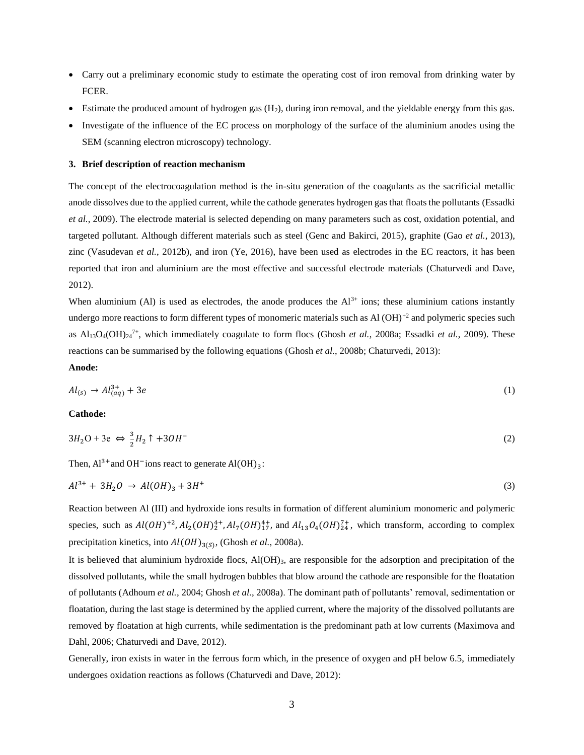- Carry out a preliminary economic study to estimate the operating cost of iron removal from drinking water by FCER.
- Estimate the produced amount of hydrogen gas ($H_2$), during iron removal, and the yieldable energy from this gas.
- Investigate of the influence of the EC process on morphology of the surface of the aluminium anodes using the SEM (scanning electron microscopy) technology.

### 3. Brief description of reaction mechanism

The concept of the electrocoagulation method is the in-situ generation of the coagulants as the sacrificial metallic anode dissolves due to the applied current, while the cathode generates hydrogen gas that floats the pollutants (Essadki *et al.*, 2009). The electrode material is selected depending on many parameters such as cost, oxidation potential, and targeted pollutant. Although different materials such as steel (Genc and Bakirci, 2015), graphite (Gao *et al.*, 2013), zinc (Vasudevan *et al.*, 2012b), and iron (Ye, 2016), have been used as electrodes in the EC reactors, it has been reported that iron and aluminium are the most effective and successful electrode materials (Chaturvedi and Dave, 2012).

When aluminium (Al) is used as electrodes, the anode produces the $Al^{3+}$ ions; these aluminium cations instantly undergo more reactions to form different types of monomeric materials such as $Al(OH)^{+2}$ and polymeric species such as $Al_{13}O_4(OH)_{24}^{7+}$, which immediately coagulate to form flocs (Ghosh *et al.*, 2008a; Essadki *et al.*, 2009). These reactions can be summarised by the following equations (Ghosh *et al.*, 2008b; Chaturvedi, 2013):

**Anode:**

$$Al_{(s)} \rightarrow Al^{3+}_{(aq)} + 3e \tag{1}$$

**Cathode:**

$$3H_2O + 3e \Leftrightarrow \frac{3}{2}H_2 \uparrow + 3OH^- \tag{2}$$

Then, $Al^{3+}$ and $OH^-$ ions react to generate $Al(OH)_3$:

$$Al^{3+} + 3H_2O \rightarrow Al(OH)_3 + 3H^+ \tag{3}$$

Reaction between Al (III) and hydroxide ions results in formation of different aluminium monomeric and polymeric species, such as $Al(OH)^{+2}$, $Al_2(OH)_2^{4+}$, $Al_7(OH)_{17}^{4+}$, and $Al_{13}O_4(OH)_{24}^{7+}$, which transform, according to complex precipitation kinetics, into $Al(OH)_{3(S)}$, (Ghosh *et al.*, 2008a).

It is believed that aluminium hydroxide flocs, $Al(OH)_3$, are responsible for the adsorption and precipitation of the dissolved pollutants, while the small hydrogen bubbles that blow around the cathode are responsible for the floatation of pollutants (Adhoum *et al.*, 2004; Ghosh *et al.*, 2008a). The dominant path of pollutants' removal, sedimentation or floatation, during the last stage is determined by the applied current, where the majority of the dissolved pollutants are removed by floatation at high currents, while sedimentation is the predominant path at low currents (Maximova and Dahl, 2006; Chaturvedi and Dave, 2012).

Generally, iron exists in water in the ferrous form which, in the presence of oxygen and pH below 6.5, immediately undergoes oxidation reactions as follows (Chaturvedi and Dave, 2012):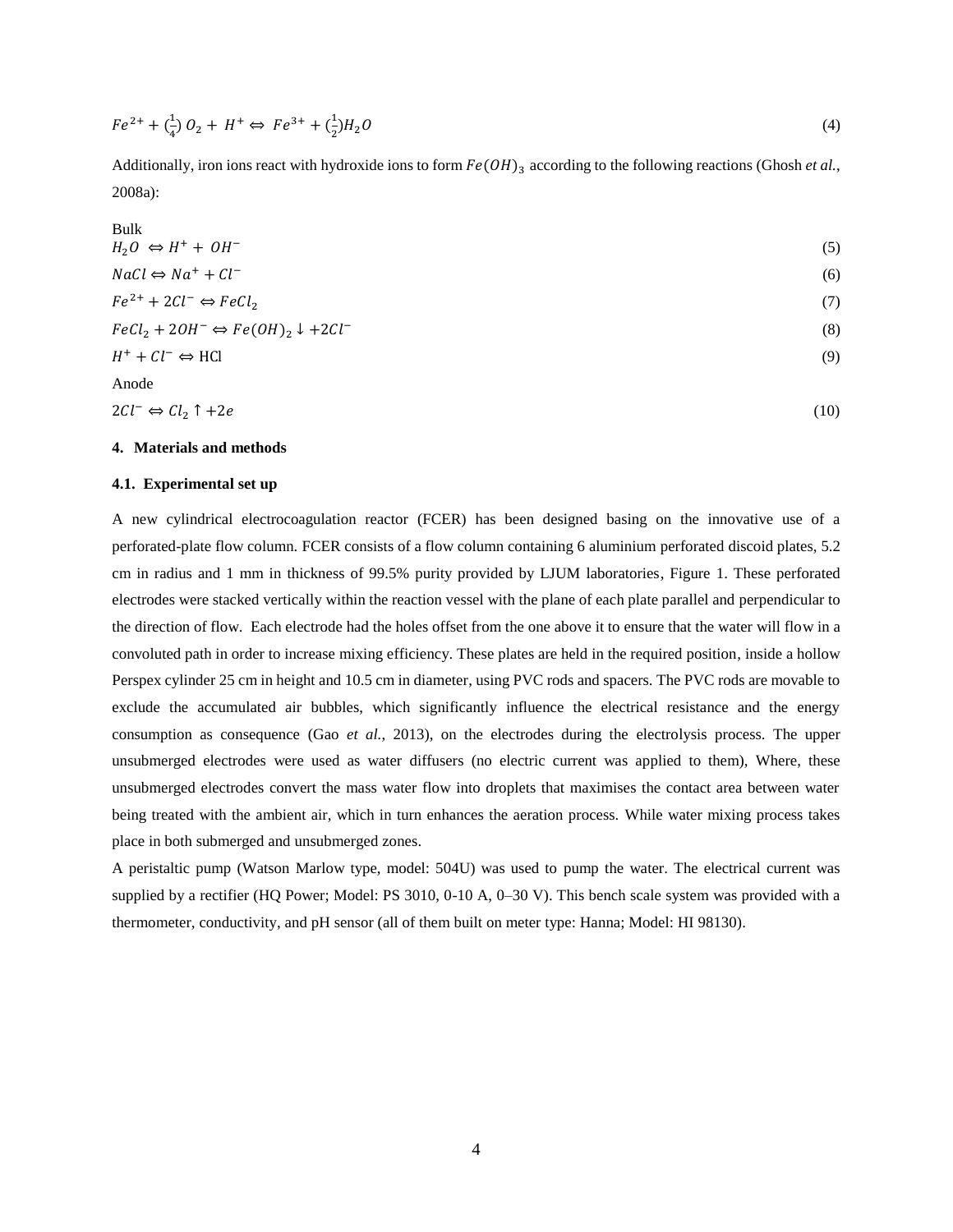$$Fe^{2+} + (\tfrac{1}{4})\,O_2 + H^+ \Leftrightarrow Fe^{3+} + (\tfrac{1}{2})H_2O \tag{4}$$

Additionally, iron ions react with hydroxide ions to form $Fe(OH)_3$ according to the following reactions (Ghosh *et al.*, 2008a):

Bulk

$$H_2O \Leftrightarrow H^+ + OH^- \tag{5}$$

$$NaCl \Leftrightarrow Na^+ + Cl^- \tag{6}$$

$$Fe^{2+} + 2Cl^- \Leftrightarrow FeCl_2 \tag{7}$$

$$FeCl_2 + 2OH^- \Leftrightarrow Fe(OH)_2 \downarrow + 2Cl^- \tag{8}$$

$$H^+ + Cl^- \Leftrightarrow \mathrm{HCl} \tag{9}$$

Anode

$$2Cl^- \Leftrightarrow Cl_2 \uparrow + 2e \tag{10}$$

### 4. Materials and methods

#### 4.1. Experimental set up

A new cylindrical electrocoagulation reactor (FCER) has been designed basing on the innovative use of a perforated-plate flow column. FCER consists of a flow column containing 6 aluminium perforated discoid plates, 5.2 cm in radius and 1 mm in thickness of 99.5% purity provided by LJUM laboratories, Figure 1. These perforated electrodes were stacked vertically within the reaction vessel with the plane of each plate parallel and perpendicular to the direction of flow. Each electrode had the holes offset from the one above it to ensure that the water will flow in a convoluted path in order to increase mixing efficiency. These plates are held in the required position, inside a hollow Perspex cylinder 25 cm in height and 10.5 cm in diameter, using PVC rods and spacers. The PVC rods are movable to exclude the accumulated air bubbles, which significantly influence the electrical resistance and the energy consumption as consequence (Gao *et al.*, 2013), on the electrodes during the electrolysis process. The upper unsubmerged electrodes were used as water diffusers (no electric current was applied to them), Where, these unsubmerged electrodes convert the mass water flow into droplets that maximises the contact area between water being treated with the ambient air, which in turn enhances the aeration process. While water mixing process takes place in both submerged and unsubmerged zones.

A peristaltic pump (Watson Marlow type, model: 504U) was used to pump the water. The electrical current was supplied by a rectifier (HQ Power; Model: PS 3010, 0-10 A, 0–30 V). This bench scale system was provided with a thermometer, conductivity, and pH sensor (all of them built on meter type: Hanna; Model: HI 98130).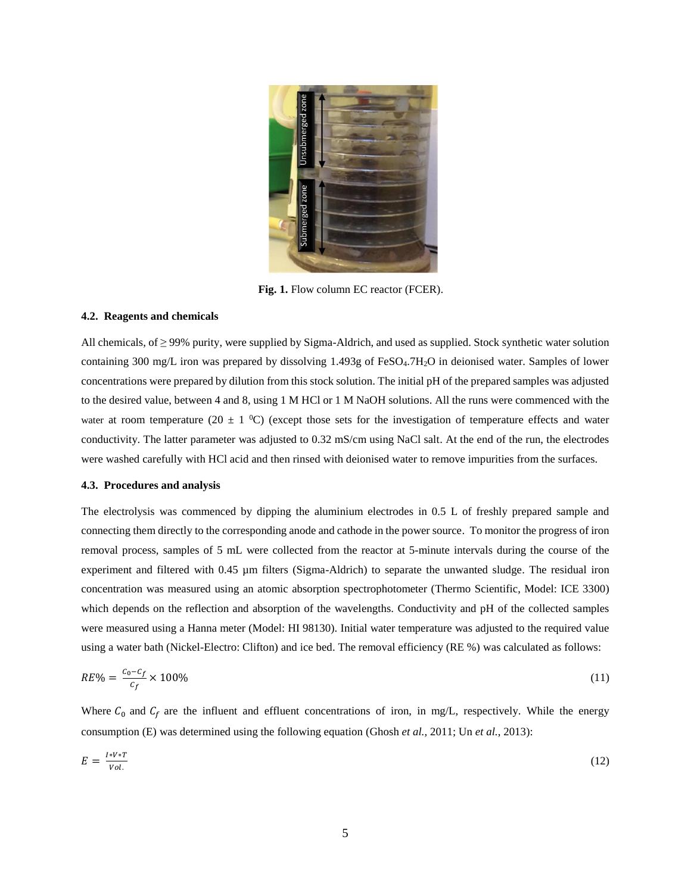Fig. 1. Flow column EC reactor (FCER).

#### 4.2. Reagents and chemicals

All chemicals, of ≥ 99% purity, were supplied by Sigma-Aldrich, and used as supplied. Stock synthetic water solution containing 300 mg/L iron was prepared by dissolving 1.493g of $FeSO_4.7H_2O$ in deionised water. Samples of lower concentrations were prepared by dilution from this stock solution. The initial pH of the prepared samples was adjusted to the desired value, between 4 and 8, using 1 M HCl or 1 M NaOH solutions. All the runs were commenced with the water at room temperature (20 ± 1 $^0$C) (except those sets for the investigation of temperature effects and water conductivity. The latter parameter was adjusted to 0.32 mS/cm using NaCl salt. At the end of the run, the electrodes were washed carefully with HCl acid and then rinsed with deionised water to remove impurities from the surfaces.

#### 4.3. Procedures and analysis

The electrolysis was commenced by dipping the aluminium electrodes in 0.5 L of freshly prepared sample and connecting them directly to the corresponding anode and cathode in the power source. To monitor the progress of iron removal process, samples of 5 mL were collected from the reactor at 5-minute intervals during the course of the experiment and filtered with 0.45 µm filters (Sigma-Aldrich) to separate the unwanted sludge. The residual iron concentration was measured using an atomic absorption spectrophotometer (Thermo Scientific, Model: ICE 3300) which depends on the reflection and absorption of the wavelengths. Conductivity and pH of the collected samples were measured using a Hanna meter (Model: HI 98130). Initial water temperature was adjusted to the required value using a water bath (Nickel-Electro: Clifton) and ice bed. The removal efficiency (RE %) was calculated as follows:

$$RE\% = \frac{C_0 - C_f}{C_f} \times 100\% \tag{11}$$

Where $C_0$ and $C_f$ are the influent and effluent concentrations of iron, in mg/L, respectively. While the energy consumption (E) was determined using the following equation (Ghosh *et al.*, 2011; Un *et al.*, 2013):

$$E = \frac{I * V * T}{Vol.} \tag{12}$$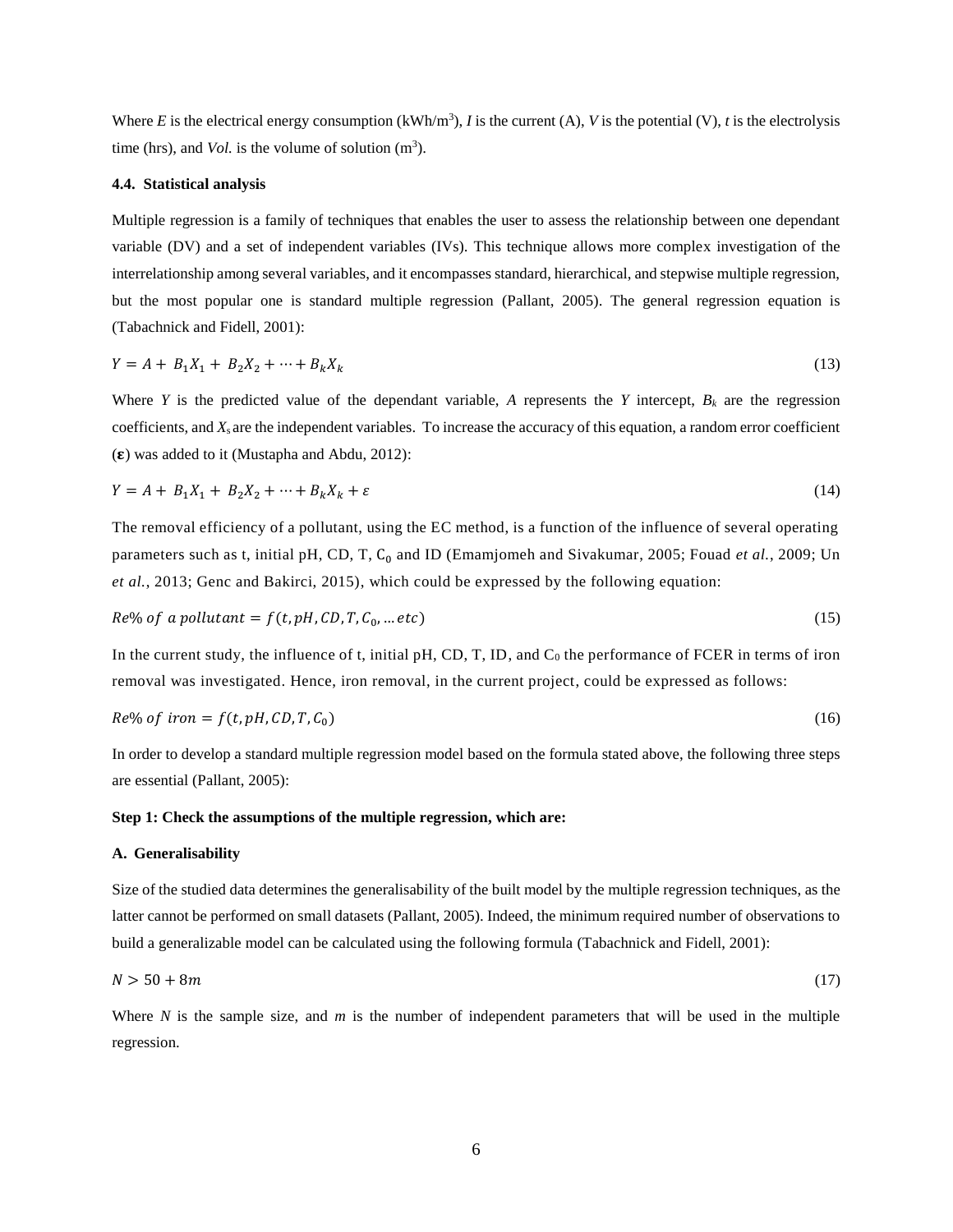Where $E$ is the electrical energy consumption (kWh/m$^3$), $I$ is the current (A), $V$ is the potential (V), $t$ is the electrolysis time (hrs), and *Vol.* is the volume of solution (m$^3$).

### 4.4. Statistical analysis

Multiple regression is a family of techniques that enables the user to assess the relationship between one dependant variable (DV) and a set of independent variables (IVs). This technique allows more complex investigation of the interrelationship among several variables, and it encompasses standard, hierarchical, and stepwise multiple regression, but the most popular one is standard multiple regression (Pallant, 2005). The general regression equation is (Tabachnick and Fidell, 2001):

$$Y = A + B_1X_1 + B_2X_2 + \cdots + B_kX_k \tag{13}$$

Where $Y$ is the predicted value of the dependant variable, $A$ represents the $Y$ intercept, $B_k$ are the regression coefficients, and $X_s$ are the independent variables. To increase the accuracy of this equation, a random error coefficient ($\boldsymbol{\varepsilon}$) was added to it (Mustapha and Abdu, 2012):

$$Y = A + B_1X_1 + B_2X_2 + \cdots + B_kX_k + \varepsilon \tag{14}$$

The removal efficiency of a pollutant, using the EC method, is a function of the influence of several operating parameters such as t, initial pH, CD, T, $C_0$ and ID (Emamjomeh and Sivakumar, 2005; Fouad *et al.*, 2009; Un *et al.*, 2013; Genc and Bakirci, 2015), which could be expressed by the following equation:

$$Re\%\ of\ a\ pollutant = f(t, pH, CD, T, C_0, \ldots etc) \tag{15}$$

In the current study, the influence of t, initial pH, CD, T, ID, and $C_0$ the performance of FCER in terms of iron removal was investigated. Hence, iron removal, in the current project, could be expressed as follows:

$$Re\%\ of\ iron = f(t, pH, CD, T, C_0) \tag{16}$$

In order to develop a standard multiple regression model based on the formula stated above, the following three steps are essential (Pallant, 2005):

**Step 1: Check the assumptions of the multiple regression, which are:**

**A. Generalisability**

Size of the studied data determines the generalisability of the built model by the multiple regression techniques, as the latter cannot be performed on small datasets (Pallant, 2005). Indeed, the minimum required number of observations to build a generalizable model can be calculated using the following formula (Tabachnick and Fidell, 2001):

$$N > 50 + 8m \tag{17}$$

Where $N$ is the sample size, and $m$ is the number of independent parameters that will be used in the multiple regression.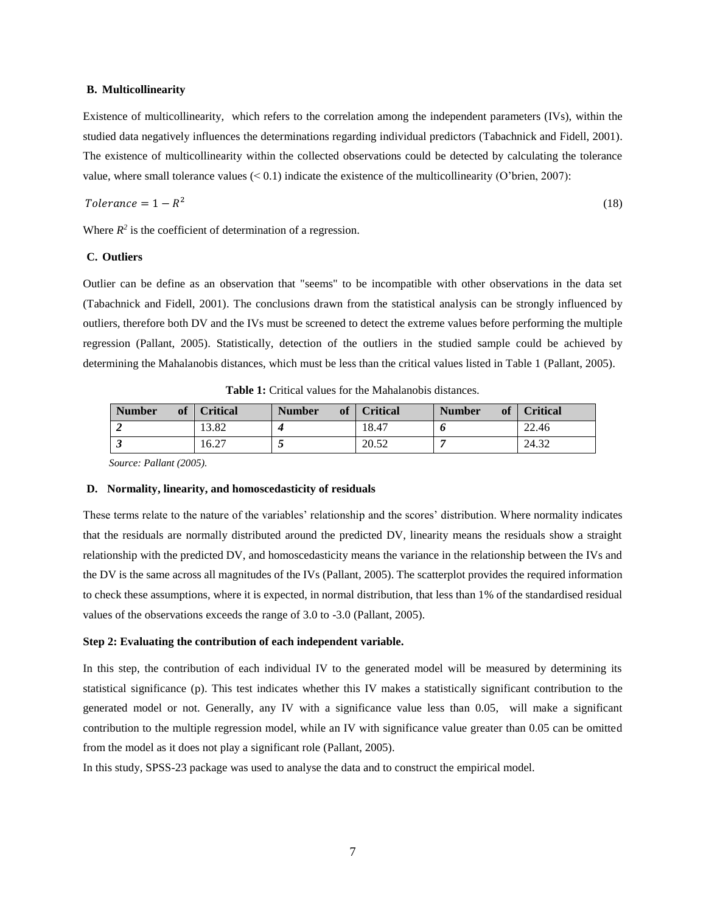### B. Multicollinearity

Existence of multicollinearity, which refers to the correlation among the independent parameters (IVs), within the studied data negatively influences the determinations regarding individual predictors (Tabachnick and Fidell, 2001). The existence of multicollinearity within the collected observations could be detected by calculating the tolerance value, where small tolerance values (< 0.1) indicate the existence of the multicollinearity (O'brien, 2007):

$$Tolerance = 1 - R^2 \tag{18}$$

Where $R^2$ is the coefficient of determination of a regression.

### C. Outliers

Outlier can be define as an observation that "seems" to be incompatible with other observations in the data set (Tabachnick and Fidell, 2001). The conclusions drawn from the statistical analysis can be strongly influenced by outliers, therefore both DV and the IVs must be screened to detect the extreme values before performing the multiple regression (Pallant, 2005). Statistically, detection of the outliers in the studied sample could be achieved by determining the Mahalanobis distances, which must be less than the critical values listed in Table 1 (Pallant, 2005).

**Table 1:** Critical values for the Mahalanobis distances.

| **Number of** | **Critical** | **Number of** | **Critical** | **Number of** | **Critical** |
|---|---|---|---|---|---|
| ***2*** | 13.82 | ***4*** | 18.47 | ***6*** | 22.46 |
| ***3*** | 16.27 | ***5*** | 20.52 | ***7*** | 24.32 |

*Source: Pallant (2005).*

### D. Normality, linearity, and homoscedasticity of residuals

These terms relate to the nature of the variables' relationship and the scores' distribution. Where normality indicates that the residuals are normally distributed around the predicted DV, linearity means the residuals show a straight relationship with the predicted DV, and homoscedasticity means the variance in the relationship between the IVs and the DV is the same across all magnitudes of the IVs (Pallant, 2005). The scatterplot provides the required information to check these assumptions, where it is expected, in normal distribution, that less than 1% of the standardised residual values of the observations exceeds the range of 3.0 to -3.0 (Pallant, 2005).

**Step 2: Evaluating the contribution of each independent variable.**

In this step, the contribution of each individual IV to the generated model will be measured by determining its statistical significance (p). This test indicates whether this IV makes a statistically significant contribution to the generated model or not. Generally, any IV with a significance value less than 0.05, will make a significant contribution to the multiple regression model, while an IV with significance value greater than 0.05 can be omitted from the model as it does not play a significant role (Pallant, 2005).

In this study, SPSS-23 package was used to analyse the data and to construct the empirical model.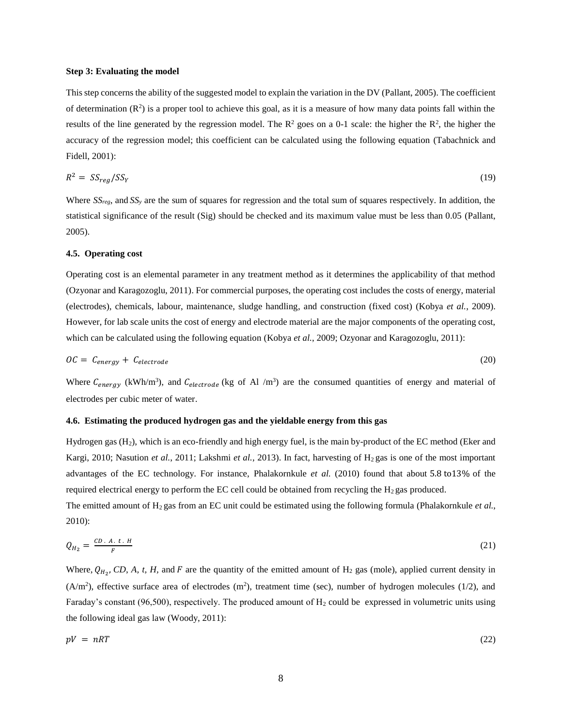**Step 3: Evaluating the model**

This step concerns the ability of the suggested model to explain the variation in the DV (Pallant, 2005). The coefficient of determination ($R^2$) is a proper tool to achieve this goal, as it is a measure of how many data points fall within the results of the line generated by the regression model. The $R^2$ goes on a 0-1 scale: the higher the $R^2$, the higher the accuracy of the regression model; this coefficient can be calculated using the following equation (Tabachnick and Fidell, 2001):

$$R^2 = SS_{reg}/SS_Y \tag{19}$$

Where $SS_{reg}$, and $SS_y$ are the sum of squares for regression and the total sum of squares respectively. In addition, the statistical significance of the result (Sig) should be checked and its maximum value must be less than 0.05 (Pallant, 2005).

### 4.5. Operating cost

Operating cost is an elemental parameter in any treatment method as it determines the applicability of that method (Ozyonar and Karagozoglu, 2011). For commercial purposes, the operating cost includes the costs of energy, material (electrodes), chemicals, labour, maintenance, sludge handling, and construction (fixed cost) (Kobya *et al.*, 2009). However, for lab scale units the cost of energy and electrode material are the major components of the operating cost, which can be calculated using the following equation (Kobya *et al.*, 2009; Ozyonar and Karagozoglu, 2011):

$$OC = C_{energy} + C_{electrode} \tag{20}$$

Where $C_{energy}$ (kWh/m$^3$), and $C_{electrode}$ (kg of Al /m$^3$) are the consumed quantities of energy and material of electrodes per cubic meter of water.

### 4.6. Estimating the produced hydrogen gas and the yieldable energy from this gas

Hydrogen gas ($H_2$), which is an eco-friendly and high energy fuel, is the main by-product of the EC method (Eker and Kargi, 2010; Nasution *et al.*, 2011; Lakshmi *et al.*, 2013). In fact, harvesting of $H_2$ gas is one of the most important advantages of the EC technology. For instance, Phalakornkule *et al.* (2010) found that about 5.8 to13% of the required electrical energy to perform the EC cell could be obtained from recycling the $H_2$ gas produced.

The emitted amount of $H_2$ gas from an EC unit could be estimated using the following formula (Phalakornkule *et al.*, 2010):

$$Q_{H_2} = \frac{CD\,.\,A\,.\,t\,.\,H}{F} \tag{21}$$

Where, $Q_{H_2}$, $CD$, $A$, $t$, $H$, and $F$ are the quantity of the emitted amount of $H_2$ gas (mole), applied current density in (A/m$^2$), effective surface area of electrodes (m$^2$), treatment time (sec), number of hydrogen molecules (1/2), and Faraday's constant (96,500), respectively. The produced amount of $H_2$ could be expressed in volumetric units using the following ideal gas law (Woody, 2011):

$$pV = nRT \tag{22}$$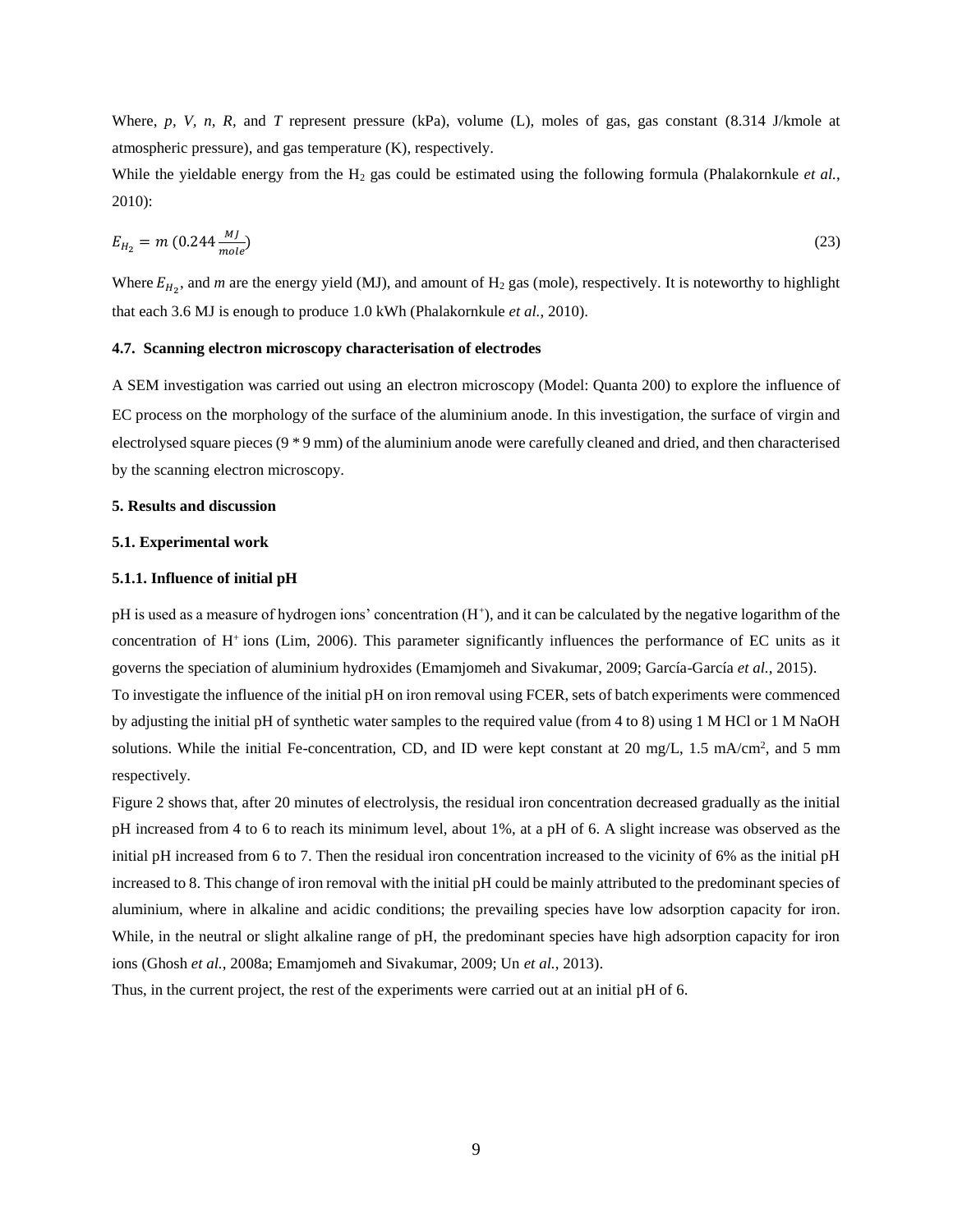Where, *p*, *V*, *n*, *R*, and *T* represent pressure (kPa), volume (L), moles of gas, gas constant (8.314 J/kmole at atmospheric pressure), and gas temperature (K), respectively.

While the yieldable energy from the $H_2$ gas could be estimated using the following formula (Phalakornkule *et al.*, 2010):

$$E_{H_2} = m\,(0.244\,\frac{MJ}{mole}) \tag{23}$$

Where $E_{H_2}$, and *m* are the energy yield (MJ), and amount of $H_2$ gas (mole), respectively. It is noteworthy to highlight that each 3.6 MJ is enough to produce 1.0 kWh (Phalakornkule *et al.*, 2010).

**4.7. Scanning electron microscopy characterisation of electrodes**

A SEM investigation was carried out using an electron microscopy (Model: Quanta 200) to explore the influence of EC process on the morphology of the surface of the aluminium anode. In this investigation, the surface of virgin and electrolysed square pieces (9 * 9 mm) of the aluminium anode were carefully cleaned and dried, and then characterised by the scanning electron microscopy.

**5. Results and discussion**

**5.1. Experimental work**

**5.1.1. Influence of initial pH**

pH is used as a measure of hydrogen ions' concentration ($H^+$), and it can be calculated by the negative logarithm of the concentration of $H^+$ ions (Lim, 2006). This parameter significantly influences the performance of EC units as it governs the speciation of aluminium hydroxides (Emamjomeh and Sivakumar, 2009; García-García *et al.*, 2015).

To investigate the influence of the initial pH on iron removal using FCER, sets of batch experiments were commenced by adjusting the initial pH of synthetic water samples to the required value (from 4 to 8) using 1 M HCl or 1 M NaOH solutions. While the initial Fe-concentration, CD, and ID were kept constant at 20 mg/L, 1.5 mA/cm$^2$, and 5 mm respectively.

Figure 2 shows that, after 20 minutes of electrolysis, the residual iron concentration decreased gradually as the initial pH increased from 4 to 6 to reach its minimum level, about 1%, at a pH of 6. A slight increase was observed as the initial pH increased from 6 to 7. Then the residual iron concentration increased to the vicinity of 6% as the initial pH increased to 8. This change of iron removal with the initial pH could be mainly attributed to the predominant species of aluminium, where in alkaline and acidic conditions; the prevailing species have low adsorption capacity for iron. While, in the neutral or slight alkaline range of pH, the predominant species have high adsorption capacity for iron ions (Ghosh *et al.*, 2008a; Emamjomeh and Sivakumar, 2009; Un *et al.*, 2013).

Thus, in the current project, the rest of the experiments were carried out at an initial pH of 6.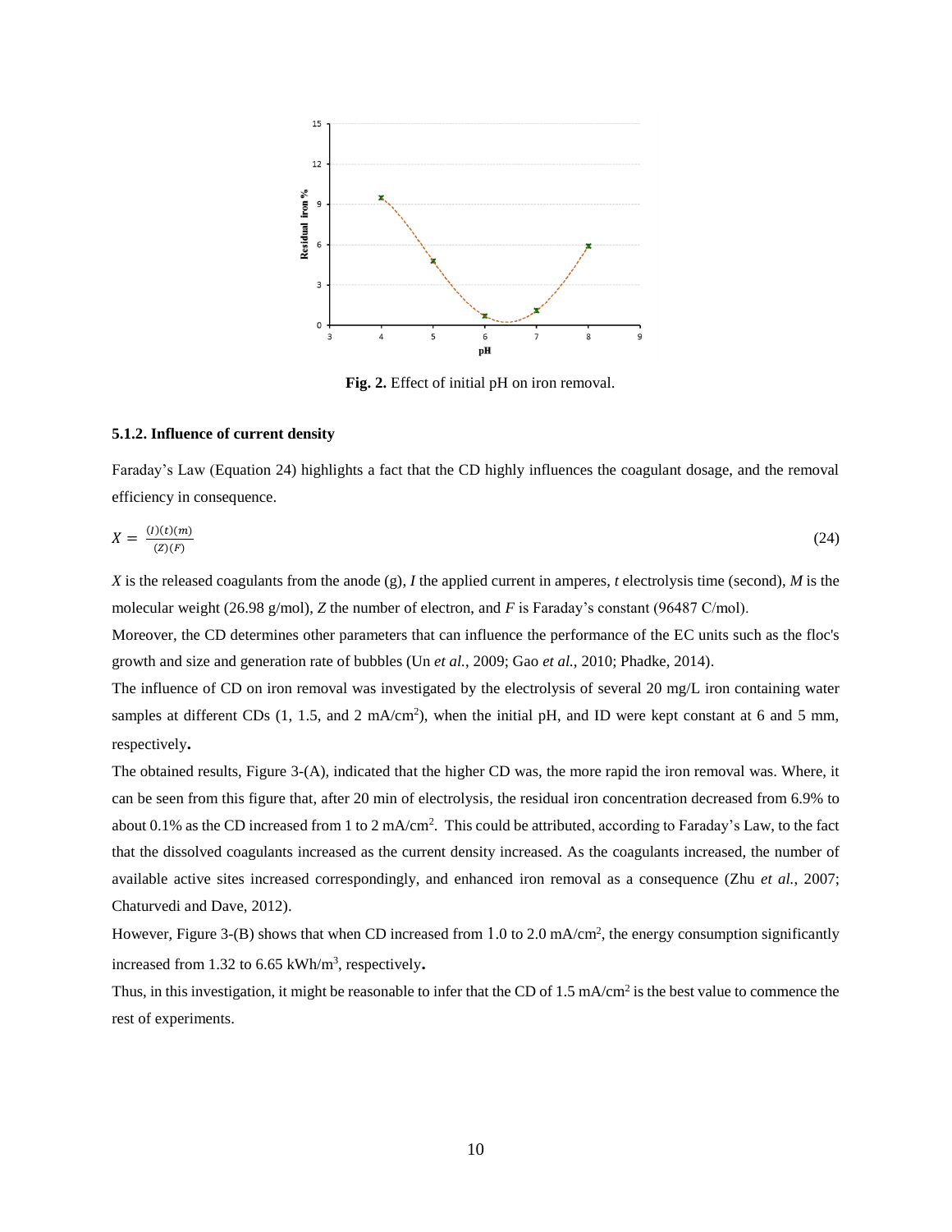Fig. 2. Effect of initial pH on iron removal.

### 5.1.2. Influence of current density

Faraday's Law (Equation 24) highlights a fact that the CD highly influences the coagulant dosage, and the removal efficiency in consequence.

$$X = \frac{(I)(t)(m)}{(Z)(F)} \tag{24}$$

$X$ is the released coagulants from the anode (g), $I$ the applied current in amperes, $t$ electrolysis time (second), $M$ is the molecular weight (26.98 g/mol), $Z$ the number of electron, and $F$ is Faraday's constant (96487 C/mol).

Moreover, the CD determines other parameters that can influence the performance of the EC units such as the floc's growth and size and generation rate of bubbles (Un *et al.*, 2009; Gao *et al.*, 2010; Phadke, 2014).

The influence of CD on iron removal was investigated by the electrolysis of several 20 mg/L iron containing water samples at different CDs (1, 1.5, and 2 mA/cm$^2$), when the initial pH, and ID were kept constant at 6 and 5 mm, respectively**.**

The obtained results, Figure 3-(A), indicated that the higher CD was, the more rapid the iron removal was. Where, it can be seen from this figure that, after 20 min of electrolysis, the residual iron concentration decreased from 6.9% to about 0.1% as the CD increased from 1 to 2 mA/cm$^2$. This could be attributed, according to Faraday's Law, to the fact that the dissolved coagulants increased as the current density increased. As the coagulants increased, the number of available active sites increased correspondingly, and enhanced iron removal as a consequence (Zhu *et al.*, 2007; Chaturvedi and Dave, 2012).

However, Figure 3-(B) shows that when CD increased from 1.0 to 2.0 mA/cm$^2$, the energy consumption significantly increased from 1.32 to 6.65 kWh/m$^3$, respectively**.**

Thus, in this investigation, it might be reasonable to infer that the CD of 1.5 mA/cm$^2$ is the best value to commence the rest of experiments.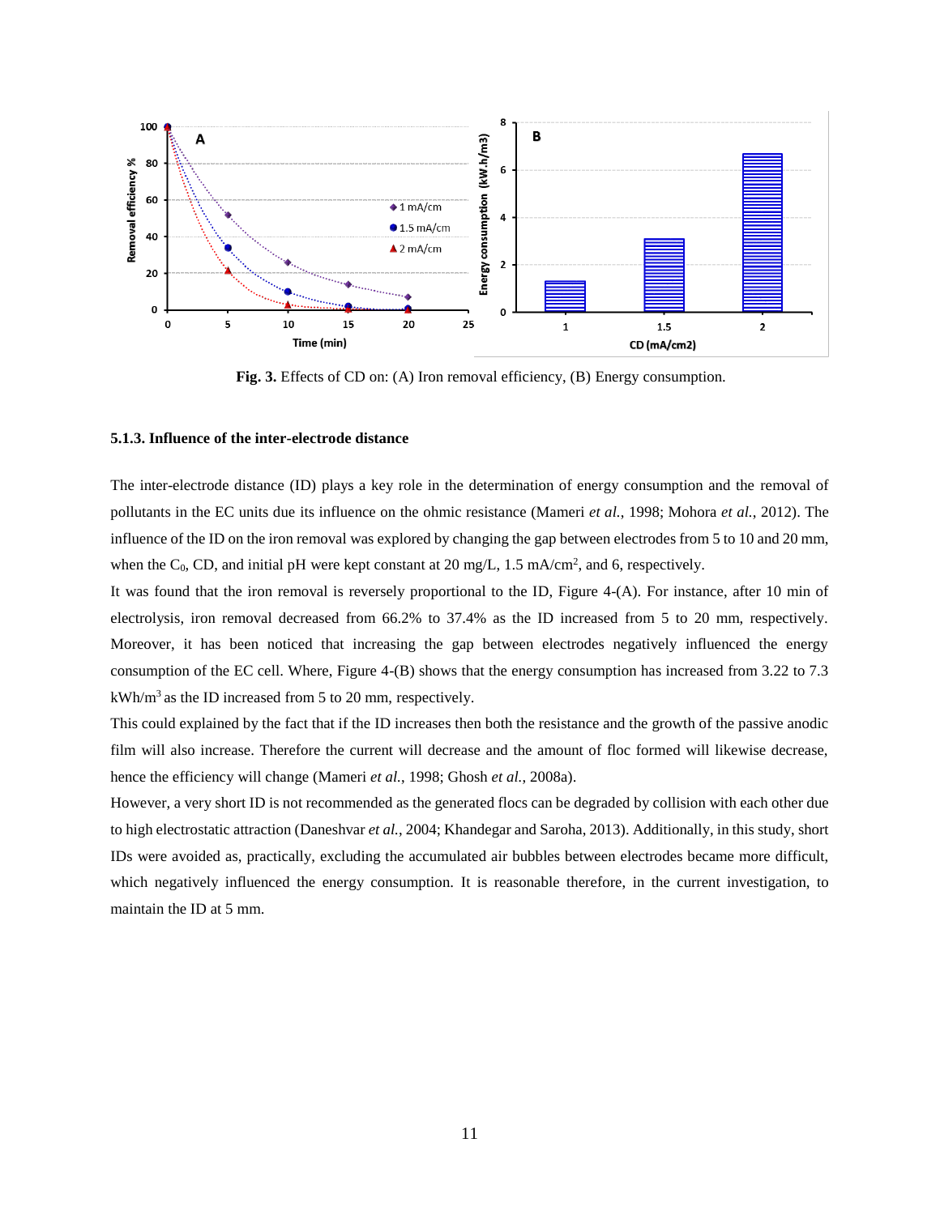**Fig. 3.** Effects of CD on: (A) Iron removal efficiency, (B) Energy consumption.

### 5.1.3. Influence of the inter-electrode distance

The inter-electrode distance (ID) plays a key role in the determination of energy consumption and the removal of pollutants in the EC units due its influence on the ohmic resistance (Mameri *et al.*, 1998; Mohora *et al.*, 2012). The influence of the ID on the iron removal was explored by changing the gap between electrodes from 5 to 10 and 20 mm, when the $C_0$, CD, and initial pH were kept constant at 20 mg/L, 1.5 mA/cm$^2$, and 6, respectively.

It was found that the iron removal is reversely proportional to the ID, Figure 4-(A). For instance, after 10 min of electrolysis, iron removal decreased from 66.2% to 37.4% as the ID increased from 5 to 20 mm, respectively. Moreover, it has been noticed that increasing the gap between electrodes negatively influenced the energy consumption of the EC cell. Where, Figure 4-(B) shows that the energy consumption has increased from 3.22 to 7.3 kWh/m$^3$ as the ID increased from 5 to 20 mm, respectively.

This could explained by the fact that if the ID increases then both the resistance and the growth of the passive anodic film will also increase. Therefore the current will decrease and the amount of floc formed will likewise decrease, hence the efficiency will change (Mameri *et al.*, 1998; Ghosh *et al.*, 2008a).

However, a very short ID is not recommended as the generated flocs can be degraded by collision with each other due to high electrostatic attraction (Daneshvar *et al.*, 2004; Khandegar and Saroha, 2013). Additionally, in this study, short IDs were avoided as, practically, excluding the accumulated air bubbles between electrodes became more difficult, which negatively influenced the energy consumption. It is reasonable therefore, in the current investigation, to maintain the ID at 5 mm.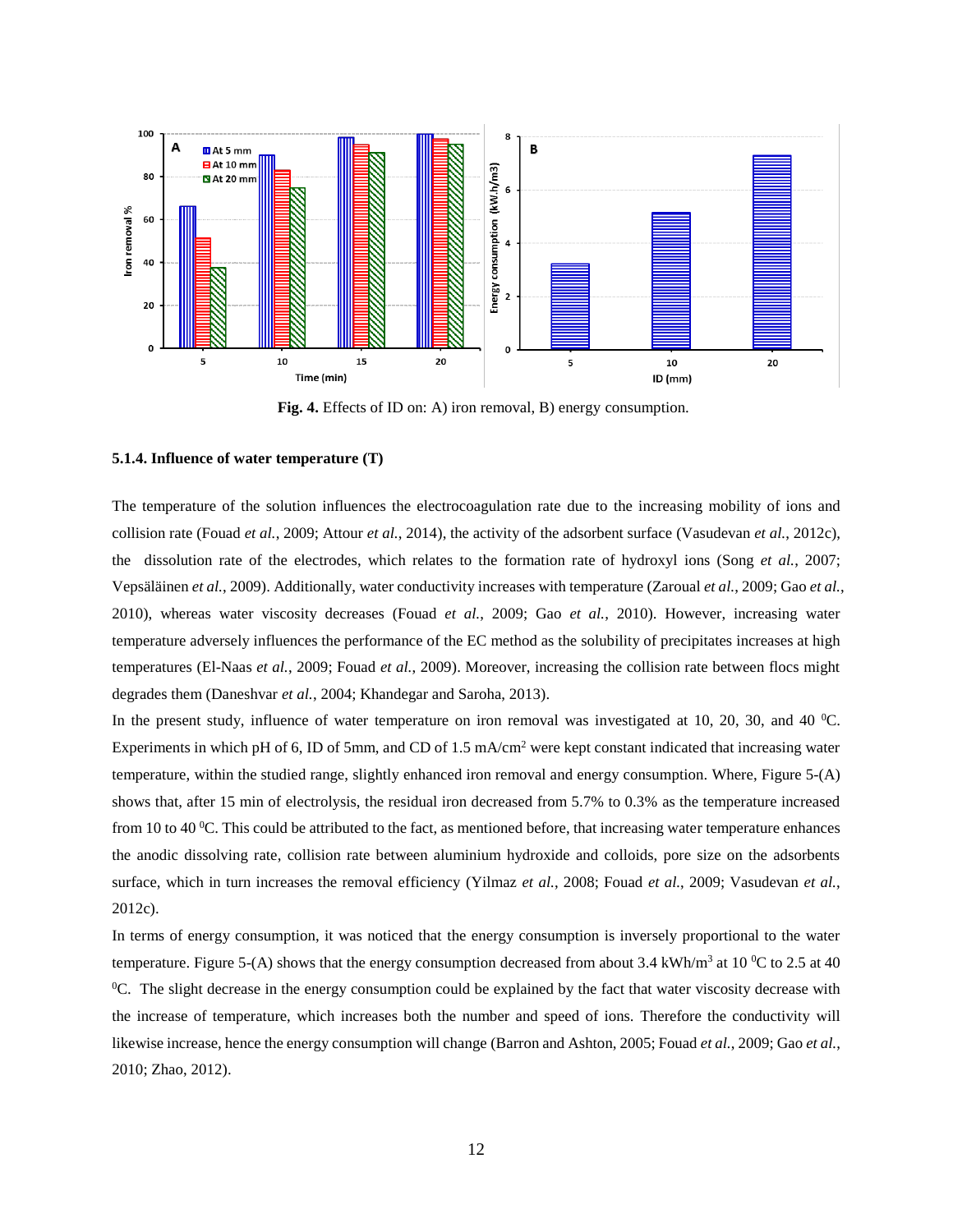**Fig. 4.** Effects of ID on: A) iron removal, B) energy consumption.

#### 5.1.4. Influence of water temperature (T)

The temperature of the solution influences the electrocoagulation rate due to the increasing mobility of ions and collision rate (Fouad *et al.*, 2009; Attour *et al.*, 2014), the activity of the adsorbent surface (Vasudevan *et al.*, 2012c), the dissolution rate of the electrodes, which relates to the formation rate of hydroxyl ions (Song *et al.*, 2007; Vepsäläinen *et al.*, 2009). Additionally, water conductivity increases with temperature (Zaroual *et al.*, 2009; Gao *et al.*, 2010), whereas water viscosity decreases (Fouad *et al.*, 2009; Gao *et al.*, 2010). However, increasing water temperature adversely influences the performance of the EC method as the solubility of precipitates increases at high temperatures (El-Naas *et al.*, 2009; Fouad *et al.*, 2009). Moreover, increasing the collision rate between flocs might degrades them (Daneshvar *et al.*, 2004; Khandegar and Saroha, 2013).

In the present study, influence of water temperature on iron removal was investigated at 10, 20, 30, and 40 $^{0}$C. Experiments in which pH of 6, ID of 5mm, and CD of 1.5 mA/cm$^2$ were kept constant indicated that increasing water temperature, within the studied range, slightly enhanced iron removal and energy consumption. Where, Figure 5-(A) shows that, after 15 min of electrolysis, the residual iron decreased from 5.7% to 0.3% as the temperature increased from 10 to 40 $^{0}$C. This could be attributed to the fact, as mentioned before, that increasing water temperature enhances the anodic dissolving rate, collision rate between aluminium hydroxide and colloids, pore size on the adsorbents surface, which in turn increases the removal efficiency (Yilmaz *et al.*, 2008; Fouad *et al.*, 2009; Vasudevan *et al.*, 2012c).

In terms of energy consumption, it was noticed that the energy consumption is inversely proportional to the water temperature. Figure 5-(A) shows that the energy consumption decreased from about 3.4 kWh/m$^3$ at 10 $^{0}$C to 2.5 at 40 $^{0}$C. The slight decrease in the energy consumption could be explained by the fact that water viscosity decrease with the increase of temperature, which increases both the number and speed of ions. Therefore the conductivity will likewise increase, hence the energy consumption will change (Barron and Ashton, 2005; Fouad *et al.*, 2009; Gao *et al.*, 2010; Zhao, 2012).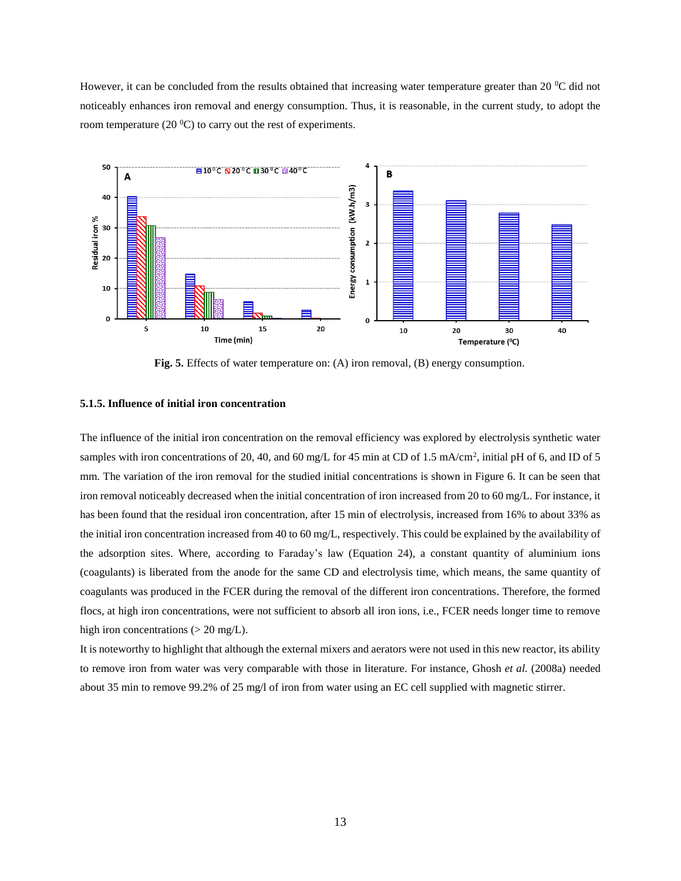However, it can be concluded from the results obtained that increasing water temperature greater than 20 $^0$C did not noticeably enhances iron removal and energy consumption. Thus, it is reasonable, in the current study, to adopt the room temperature (20 $^0$C) to carry out the rest of experiments.

**Fig. 5.** Effects of water temperature on: (A) iron removal, (B) energy consumption.

#### 5.1.5. Influence of initial iron concentration

The influence of the initial iron concentration on the removal efficiency was explored by electrolysis synthetic water samples with iron concentrations of 20, 40, and 60 mg/L for 45 min at CD of 1.5 mA/cm$^2$, initial pH of 6, and ID of 5 mm. The variation of the iron removal for the studied initial concentrations is shown in Figure 6. It can be seen that iron removal noticeably decreased when the initial concentration of iron increased from 20 to 60 mg/L. For instance, it has been found that the residual iron concentration, after 15 min of electrolysis, increased from 16% to about 33% as the initial iron concentration increased from 40 to 60 mg/L, respectively. This could be explained by the availability of the adsorption sites. Where, according to Faraday's law (Equation 24), a constant quantity of aluminium ions (coagulants) is liberated from the anode for the same CD and electrolysis time, which means, the same quantity of coagulants was produced in the FCER during the removal of the different iron concentrations. Therefore, the formed flocs, at high iron concentrations, were not sufficient to absorb all iron ions, i.e., FCER needs longer time to remove high iron concentrations (> 20 mg/L).

It is noteworthy to highlight that although the external mixers and aerators were not used in this new reactor, its ability to remove iron from water was very comparable with those in literature. For instance, Ghosh *et al.* (2008a) needed about 35 min to remove 99.2% of 25 mg/l of iron from water using an EC cell supplied with magnetic stirrer.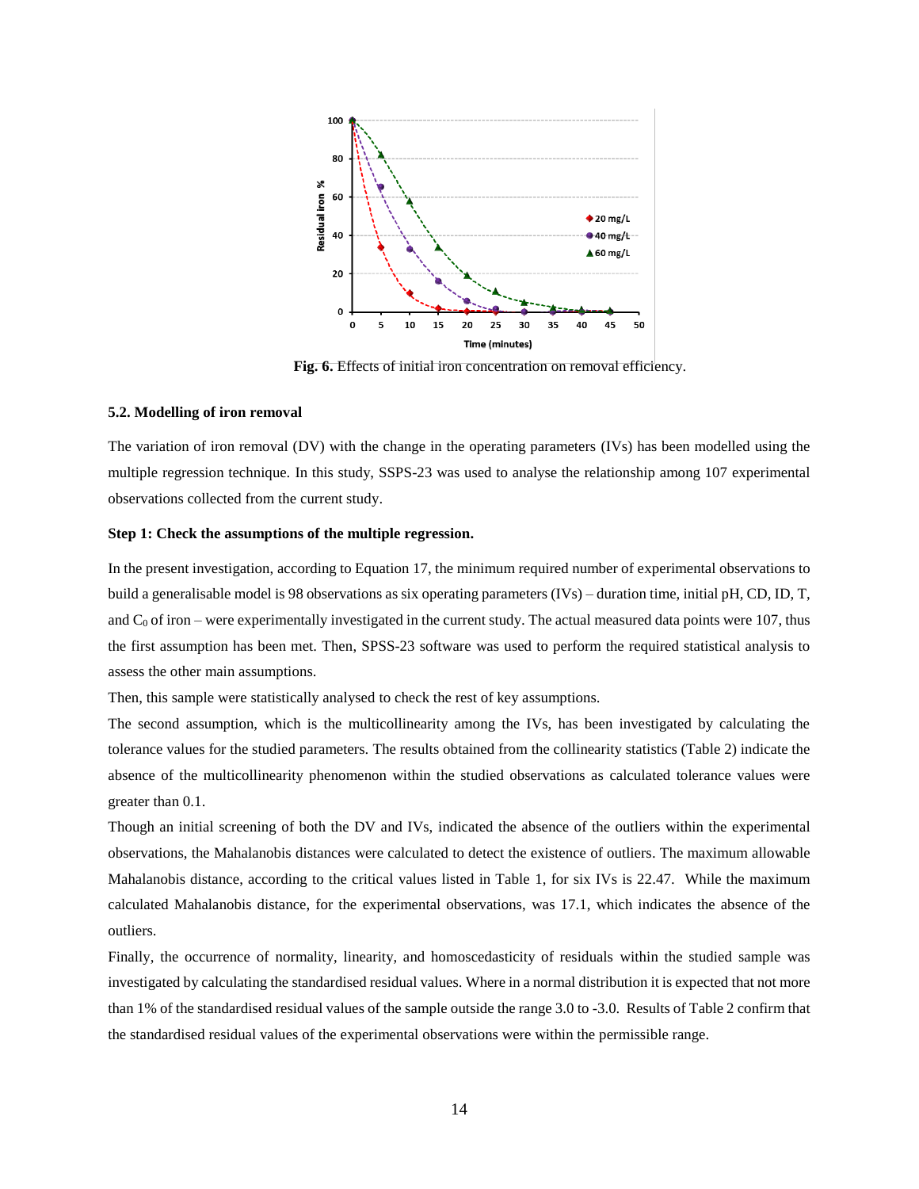**Fig. 6.** Effects of initial iron concentration on removal efficiency.

### 5.2. Modelling of iron removal

The variation of iron removal (DV) with the change in the operating parameters (IVs) has been modelled using the multiple regression technique. In this study, SSPS-23 was used to analyse the relationship among 107 experimental observations collected from the current study.

**Step 1: Check the assumptions of the multiple regression.**

In the present investigation, according to Equation 17, the minimum required number of experimental observations to build a generalisable model is 98 observations as six operating parameters (IVs) – duration time, initial pH, CD, ID, T, and $C_0$ of iron – were experimentally investigated in the current study. The actual measured data points were 107, thus the first assumption has been met. Then, SPSS-23 software was used to perform the required statistical analysis to assess the other main assumptions.

Then, this sample were statistically analysed to check the rest of key assumptions.

The second assumption, which is the multicollinearity among the IVs, has been investigated by calculating the tolerance values for the studied parameters. The results obtained from the collinearity statistics (Table 2) indicate the absence of the multicollinearity phenomenon within the studied observations as calculated tolerance values were greater than 0.1.

Though an initial screening of both the DV and IVs, indicated the absence of the outliers within the experimental observations, the Mahalanobis distances were calculated to detect the existence of outliers. The maximum allowable Mahalanobis distance, according to the critical values listed in Table 1, for six IVs is 22.47. While the maximum calculated Mahalanobis distance, for the experimental observations, was 17.1, which indicates the absence of the outliers.

Finally, the occurrence of normality, linearity, and homoscedasticity of residuals within the studied sample was investigated by calculating the standardised residual values. Where in a normal distribution it is expected that not more than 1% of the standardised residual values of the sample outside the range 3.0 to -3.0. Results of Table 2 confirm that the standardised residual values of the experimental observations were within the permissible range.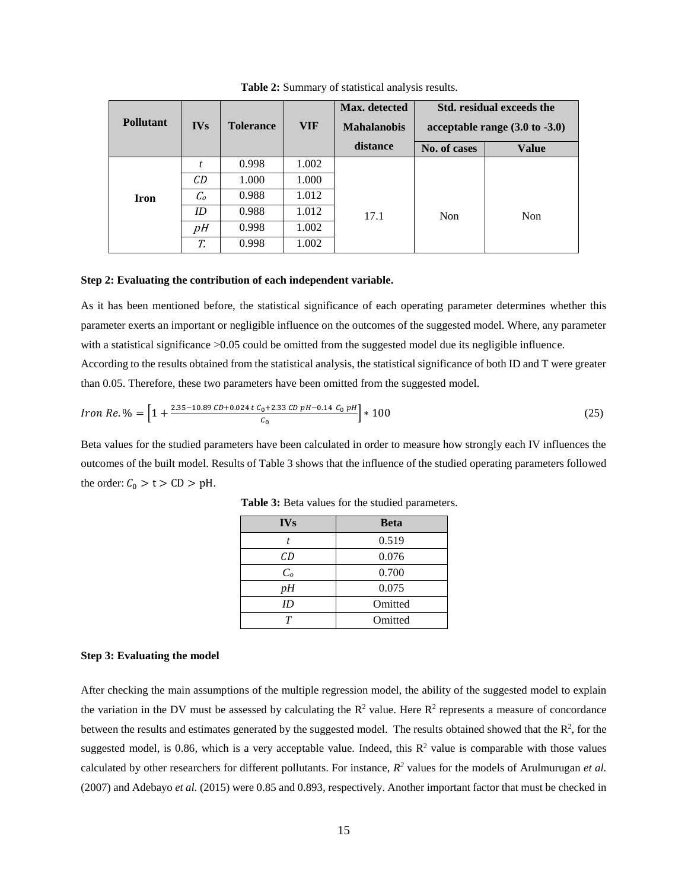**Table 2:** Summary of statistical analysis results.

| Pollutant | IVs | Tolerance | VIF | Max. detected Mahalanobis distance | Std. residual exceeds the acceptable range (3.0 to -3.0) | |
|---|---|---|---|---|---|---|
| | | | | | No. of cases | Value |
| Iron | $t$ | 0.998 | 1.002 | 17.1 | Non | Non |
| | $CD$ | 1.000 | 1.000 | | | |
| | $C_o$ | 0.988 | 1.012 | | | |
| | $ID$ | 0.988 | 1.012 | | | |
| | $pH$ | 0.998 | 1.002 | | | |
| | $T.$ | 0.998 | 1.002 | | | |

**Step 2: Evaluating the contribution of each independent variable.**

As it has been mentioned before, the statistical significance of each operating parameter determines whether this parameter exerts an important or negligible influence on the outcomes of the suggested model. Where, any parameter with a statistical significance >0.05 could be omitted from the suggested model due its negligible influence.

According to the results obtained from the statistical analysis, the statistical significance of both ID and T were greater than 0.05. Therefore, these two parameters have been omitted from the suggested model.

$$Iron\ Re.\% = \left[1 + \frac{2.35 - 10.89\ CD + 0.024\ t\ C_0 + 2.33\ CD\ pH - 0.14\ C_0\ pH}{C_0}\right] * 100 \tag{25}$$

Beta values for the studied parameters have been calculated in order to measure how strongly each IV influences the outcomes of the built model. Results of Table 3 shows that the influence of the studied operating parameters followed the order: $C_0 > \mathrm{t} > \mathrm{CD} > \mathrm{pH}$.

**Table 3:** Beta values for the studied parameters.

| IVs | Beta |
|---|---|
| $t$ | 0.519 |
| $CD$ | 0.076 |
| $C_o$ | 0.700 |
| $pH$ | 0.075 |
| $ID$ | Omitted |
| $T$ | Omitted |

**Step 3: Evaluating the model**

After checking the main assumptions of the multiple regression model, the ability of the suggested model to explain the variation in the DV must be assessed by calculating the $R^2$ value. Here $R^2$ represents a measure of concordance between the results and estimates generated by the suggested model. The results obtained showed that the $R^2$, for the suggested model, is 0.86, which is a very acceptable value. Indeed, this $R^2$ value is comparable with those values calculated by other researchers for different pollutants. For instance, $R^2$ values for the models of Arulmurugan *et al.* (2007) and Adebayo *et al.* (2015) were 0.85 and 0.893, respectively. Another important factor that must be checked in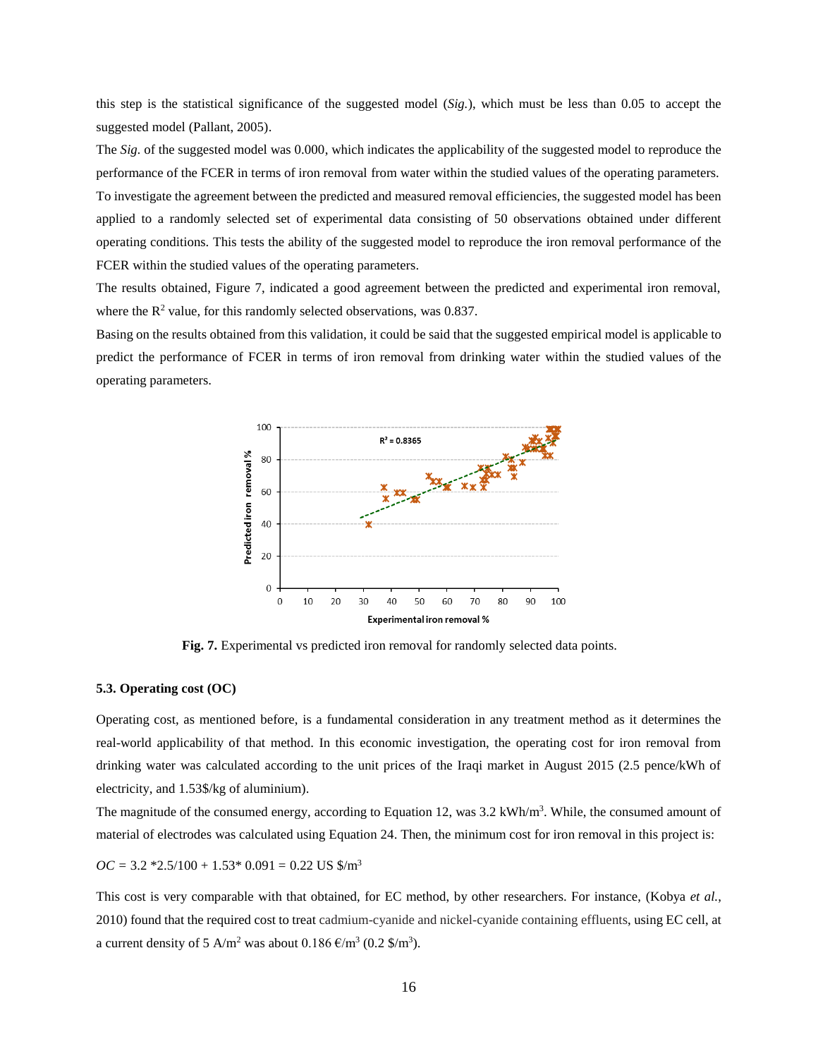this step is the statistical significance of the suggested model (*Sig.*), which must be less than 0.05 to accept the suggested model (Pallant, 2005).

The *Sig*. of the suggested model was 0.000, which indicates the applicability of the suggested model to reproduce the performance of the FCER in terms of iron removal from water within the studied values of the operating parameters.

To investigate the agreement between the predicted and measured removal efficiencies, the suggested model has been applied to a randomly selected set of experimental data consisting of 50 observations obtained under different operating conditions. This tests the ability of the suggested model to reproduce the iron removal performance of the FCER within the studied values of the operating parameters.

The results obtained, Figure 7, indicated a good agreement between the predicted and experimental iron removal, where the $R^2$ value, for this randomly selected observations, was 0.837.

Basing on the results obtained from this validation, it could be said that the suggested empirical model is applicable to predict the performance of FCER in terms of iron removal from drinking water within the studied values of the operating parameters.

**Fig. 7.** Experimental vs predicted iron removal for randomly selected data points.

### 5.3. Operating cost (OC)

Operating cost, as mentioned before, is a fundamental consideration in any treatment method as it determines the real-world applicability of that method. In this economic investigation, the operating cost for iron removal from drinking water was calculated according to the unit prices of the Iraqi market in August 2015 (2.5 pence/kWh of electricity, and 1.53\$/kg of aluminium).

The magnitude of the consumed energy, according to Equation 12, was 3.2 kWh/$m^3$. While, the consumed amount of material of electrodes was calculated using Equation 24. Then, the minimum cost for iron removal in this project is:

$OC$ = 3.2 *2.5/100 + 1.53* 0.091 = 0.22 US \$/$m^3$

This cost is very comparable with that obtained, for EC method, by other researchers. For instance, (Kobya *et al.*, 2010) found that the required cost to treat cadmium-cyanide and nickel-cyanide containing effluents, using EC cell, at a current density of 5 A/$m^2$ was about 0.186 €/$m^3$ (0.2 \$/$m^3$).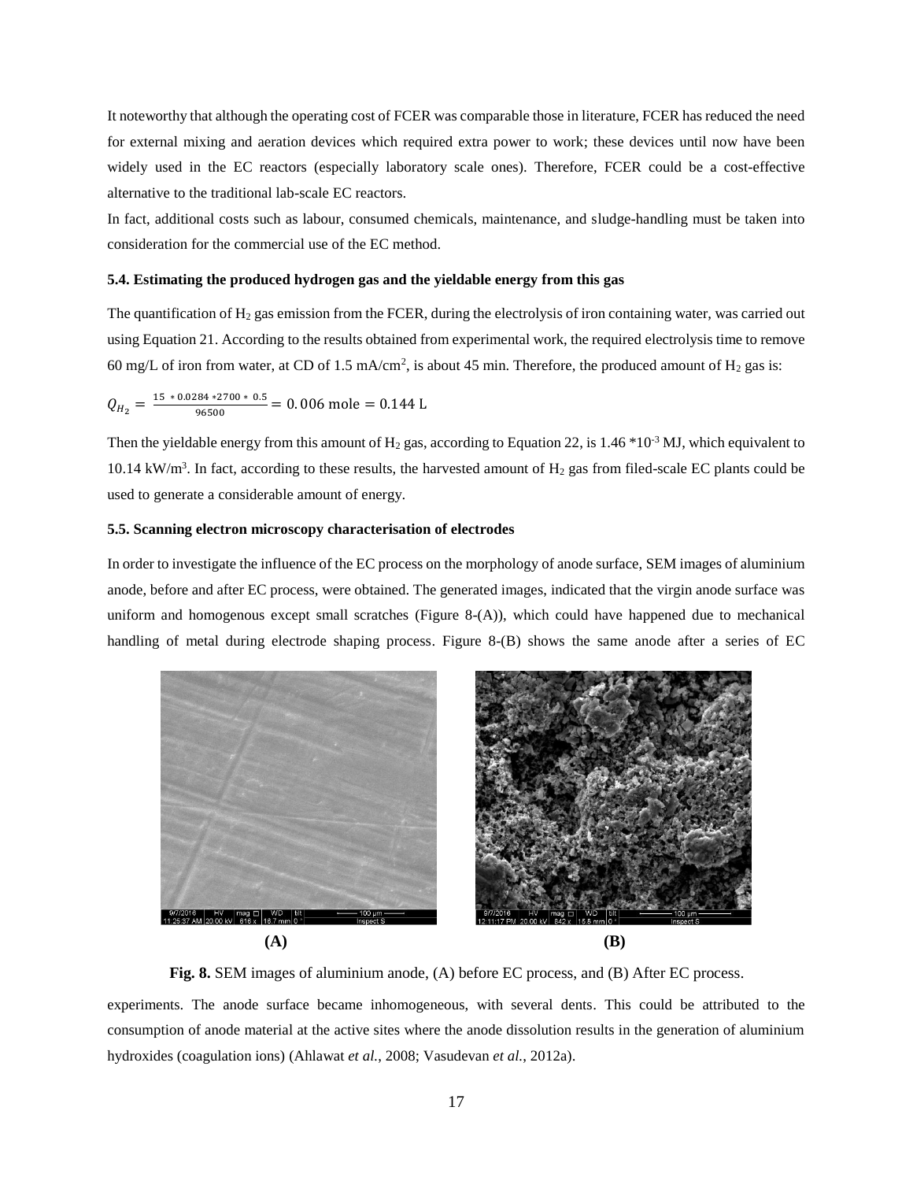It noteworthy that although the operating cost of FCER was comparable those in literature, FCER has reduced the need for external mixing and aeration devices which required extra power to work; these devices until now have been widely used in the EC reactors (especially laboratory scale ones). Therefore, FCER could be a cost-effective alternative to the traditional lab-scale EC reactors.

In fact, additional costs such as labour, consumed chemicals, maintenance, and sludge-handling must be taken into consideration for the commercial use of the EC method.

### 5.4. Estimating the produced hydrogen gas and the yieldable energy from this gas

The quantification of $H_2$ gas emission from the FCER, during the electrolysis of iron containing water, was carried out using Equation 21. According to the results obtained from experimental work, the required electrolysis time to remove 60 mg/L of iron from water, at CD of 1.5 mA/cm$^2$, is about 45 min. Therefore, the produced amount of $H_2$ gas is:

$$Q_{H_2} = \frac{15 * 0.0284 * 2700 * 0.5}{96500} = 0.006 \text{ mole} = 0.144 \text{ L}$$

Then the yieldable energy from this amount of $H_2$ gas, according to Equation 22, is 1.46 $*10^{-3}$ MJ, which equivalent to 10.14 kW/m$^3$. In fact, according to these results, the harvested amount of $H_2$ gas from filed-scale EC plants could be used to generate a considerable amount of energy.

### 5.5. Scanning electron microscopy characterisation of electrodes

In order to investigate the influence of the EC process on the morphology of anode surface, SEM images of aluminium anode, before and after EC process, were obtained. The generated images, indicated that the virgin anode surface was uniform and homogenous except small scratches (Figure 8-(A)), which could have happened due to mechanical handling of metal during electrode shaping process. Figure 8-(B) shows the same anode after a series of EC experiments. The anode surface became inhomogeneous, with several dents. This could be attributed to the consumption of anode material at the active sites where the anode dissolution results in the generation of aluminium hydroxides (coagulation ions) (Ahlawat *et al.*, 2008; Vasudevan *et al.*, 2012a).

**(A)** **(B)**

**Fig. 8.** SEM images of aluminium anode, (A) before EC process, and (B) After EC process.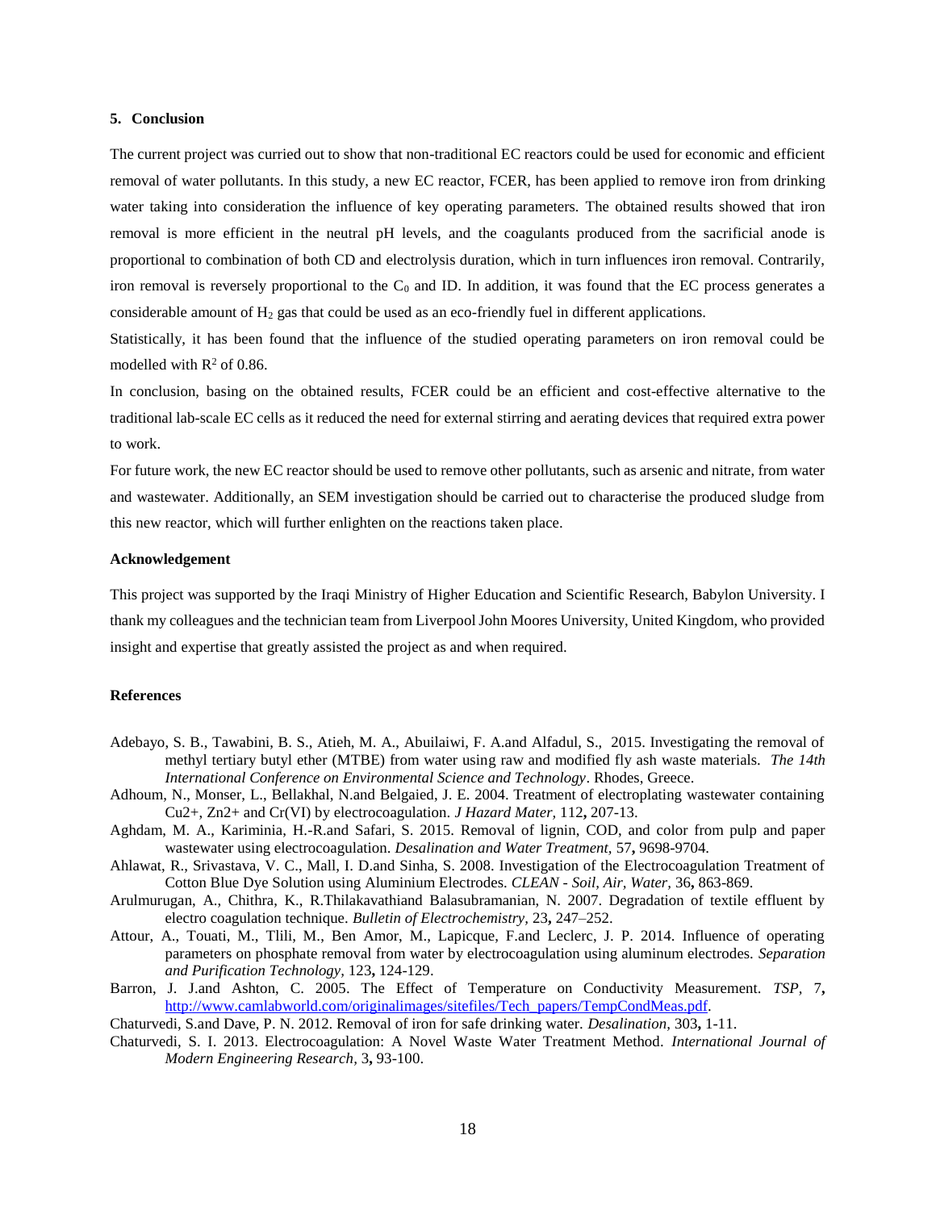## 5. Conclusion

The current project was curried out to show that non-traditional EC reactors could be used for economic and efficient removal of water pollutants. In this study, a new EC reactor, FCER, has been applied to remove iron from drinking water taking into consideration the influence of key operating parameters. The obtained results showed that iron removal is more efficient in the neutral pH levels, and the coagulants produced from the sacrificial anode is proportional to combination of both CD and electrolysis duration, which in turn influences iron removal. Contrarily, iron removal is reversely proportional to the $C_0$ and ID. In addition, it was found that the EC process generates a considerable amount of $H_2$ gas that could be used as an eco-friendly fuel in different applications.

Statistically, it has been found that the influence of the studied operating parameters on iron removal could be modelled with $R^2$ of 0.86.

In conclusion, basing on the obtained results, FCER could be an efficient and cost-effective alternative to the traditional lab-scale EC cells as it reduced the need for external stirring and aerating devices that required extra power to work.

For future work, the new EC reactor should be used to remove other pollutants, such as arsenic and nitrate, from water and wastewater. Additionally, an SEM investigation should be carried out to characterise the produced sludge from this new reactor, which will further enlighten on the reactions taken place.

### Acknowledgement

This project was supported by the Iraqi Ministry of Higher Education and Scientific Research, Babylon University. I thank my colleagues and the technician team from Liverpool John Moores University, United Kingdom, who provided insight and expertise that greatly assisted the project as and when required.

### References

Adebayo, S. B., Tawabini, B. S., Atieh, M. A., Abuilaiwi, F. A.and Alfadul, S., 2015. Investigating the removal of methyl tertiary butyl ether (MTBE) from water using raw and modified fly ash waste materials. *The 14th International Conference on Environmental Science and Technology*. Rhodes, Greece.

Adhoum, N., Monser, L., Bellakhal, N.and Belgaied, J. E. 2004. Treatment of electroplating wastewater containing Cu2+, Zn2+ and Cr(VI) by electrocoagulation. *J Hazard Mater,* 112**,** 207-13.

Aghdam, M. A., Kariminia, H.-R.and Safari, S. 2015. Removal of lignin, COD, and color from pulp and paper wastewater using electrocoagulation. *Desalination and Water Treatment,* 57**,** 9698-9704.

Ahlawat, R., Srivastava, V. C., Mall, I. D.and Sinha, S. 2008. Investigation of the Electrocoagulation Treatment of Cotton Blue Dye Solution using Aluminium Electrodes. *CLEAN - Soil, Air, Water,* 36**,** 863-869.

Arulmurugan, A., Chithra, K., R.Thilakavathiand Balasubramanian, N. 2007. Degradation of textile effluent by electro coagulation technique. *Bulletin of Electrochemistry,* 23**,** 247–252.

Attour, A., Touati, M., Tlili, M., Ben Amor, M., Lapicque, F.and Leclerc, J. P. 2014. Influence of operating parameters on phosphate removal from water by electrocoagulation using aluminum electrodes. *Separation and Purification Technology,* 123**,** 124-129.

Barron, J. J.and Ashton, C. 2005. The Effect of Temperature on Conductivity Measurement. *TSP,* 7**,** http://www.camlabworld.com/originalimages/sitefiles/Tech_papers/TempCondMeas.pdf.

Chaturvedi, S.and Dave, P. N. 2012. Removal of iron for safe drinking water. *Desalination,* 303**,** 1-11.

Chaturvedi, S. I. 2013. Electrocoagulation: A Novel Waste Water Treatment Method. *International Journal of Modern Engineering Research,* 3**,** 93-100.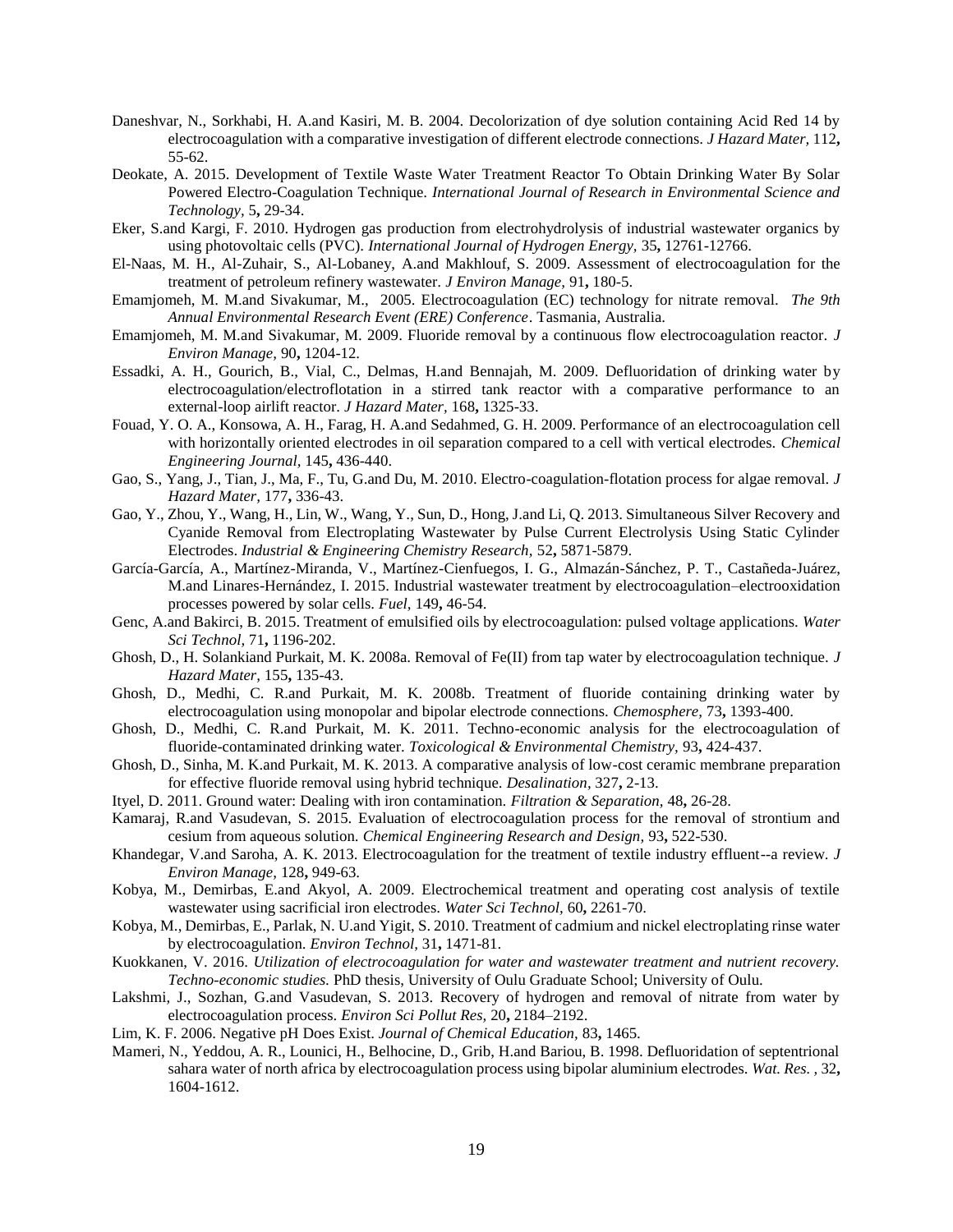Daneshvar, N., Sorkhabi, H. A.and Kasiri, M. B. 2004. Decolorization of dye solution containing Acid Red 14 by electrocoagulation with a comparative investigation of different electrode connections. *J Hazard Mater,* 112**,** 55-62.

Deokate, A. 2015. Development of Textile Waste Water Treatment Reactor To Obtain Drinking Water By Solar Powered Electro-Coagulation Technique. *International Journal of Research in Environmental Science and Technology,* 5**,** 29-34.

Eker, S.and Kargi, F. 2010. Hydrogen gas production from electrohydrolysis of industrial wastewater organics by using photovoltaic cells (PVC). *International Journal of Hydrogen Energy,* 35**,** 12761-12766.

El-Naas, M. H., Al-Zuhair, S., Al-Lobaney, A.and Makhlouf, S. 2009. Assessment of electrocoagulation for the treatment of petroleum refinery wastewater. *J Environ Manage,* 91**,** 180-5.

Emamjomeh, M. M.and Sivakumar, M., 2005. Electrocoagulation (EC) technology for nitrate removal. *The 9th Annual Environmental Research Event (ERE) Conference*. Tasmania, Australia.

Emamjomeh, M. M.and Sivakumar, M. 2009. Fluoride removal by a continuous flow electrocoagulation reactor. *J Environ Manage,* 90**,** 1204-12.

Essadki, A. H., Gourich, B., Vial, C., Delmas, H.and Bennajah, M. 2009. Defluoridation of drinking water by electrocoagulation/electroflotation in a stirred tank reactor with a comparative performance to an external-loop airlift reactor. *J Hazard Mater,* 168**,** 1325-33.

Fouad, Y. O. A., Konsowa, A. H., Farag, H. A.and Sedahmed, G. H. 2009. Performance of an electrocoagulation cell with horizontally oriented electrodes in oil separation compared to a cell with vertical electrodes. *Chemical Engineering Journal,* 145**,** 436-440.

Gao, S., Yang, J., Tian, J., Ma, F., Tu, G.and Du, M. 2010. Electro-coagulation-flotation process for algae removal. *J Hazard Mater,* 177**,** 336-43.

Gao, Y., Zhou, Y., Wang, H., Lin, W., Wang, Y., Sun, D., Hong, J.and Li, Q. 2013. Simultaneous Silver Recovery and Cyanide Removal from Electroplating Wastewater by Pulse Current Electrolysis Using Static Cylinder Electrodes. *Industrial & Engineering Chemistry Research,* 52**,** 5871-5879.

García-García, A., Martínez-Miranda, V., Martínez-Cienfuegos, I. G., Almazán-Sánchez, P. T., Castañeda-Juárez, M.and Linares-Hernández, I. 2015. Industrial wastewater treatment by electrocoagulation–electrooxidation processes powered by solar cells. *Fuel,* 149**,** 46-54.

Genc, A.and Bakirci, B. 2015. Treatment of emulsified oils by electrocoagulation: pulsed voltage applications. *Water Sci Technol,* 71**,** 1196-202.

Ghosh, D., H. Solankiand Purkait, M. K. 2008a. Removal of Fe(II) from tap water by electrocoagulation technique. *J Hazard Mater,* 155**,** 135-43.

Ghosh, D., Medhi, C. R.and Purkait, M. K. 2008b. Treatment of fluoride containing drinking water by electrocoagulation using monopolar and bipolar electrode connections. *Chemosphere,* 73**,** 1393-400.

Ghosh, D., Medhi, C. R.and Purkait, M. K. 2011. Techno-economic analysis for the electrocoagulation of fluoride-contaminated drinking water. *Toxicological & Environmental Chemistry,* 93**,** 424-437.

Ghosh, D., Sinha, M. K.and Purkait, M. K. 2013. A comparative analysis of low-cost ceramic membrane preparation for effective fluoride removal using hybrid technique. *Desalination,* 327**,** 2-13.

Ityel, D. 2011. Ground water: Dealing with iron contamination. *Filtration & Separation,* 48**,** 26-28.

Kamaraj, R.and Vasudevan, S. 2015. Evaluation of electrocoagulation process for the removal of strontium and cesium from aqueous solution. *Chemical Engineering Research and Design,* 93**,** 522-530.

Khandegar, V.and Saroha, A. K. 2013. Electrocoagulation for the treatment of textile industry effluent--a review. *J Environ Manage,* 128**,** 949-63.

Kobya, M., Demirbas, E.and Akyol, A. 2009. Electrochemical treatment and operating cost analysis of textile wastewater using sacrificial iron electrodes. *Water Sci Technol,* 60**,** 2261-70.

Kobya, M., Demirbas, E., Parlak, N. U.and Yigit, S. 2010. Treatment of cadmium and nickel electroplating rinse water by electrocoagulation. *Environ Technol,* 31**,** 1471-81.

Kuokkanen, V. 2016. *Utilization of electrocoagulation for water and wastewater treatment and nutrient recovery. Techno-economic studies.* PhD thesis, University of Oulu Graduate School; University of Oulu.

Lakshmi, J., Sozhan, G.and Vasudevan, S. 2013. Recovery of hydrogen and removal of nitrate from water by electrocoagulation process. *Environ Sci Pollut Res,* 20**,** 2184–2192.

Lim, K. F. 2006. Negative pH Does Exist. *Journal of Chemical Education,* 83**,** 1465.

Mameri, N., Yeddou, A. R., Lounici, H., Belhocine, D., Grib, H.and Bariou, B. 1998. Defluoridation of septentrional sahara water of north africa by electrocoagulation process using bipolar aluminium electrodes. *Wat. Res. ,* 32**,** 1604-1612.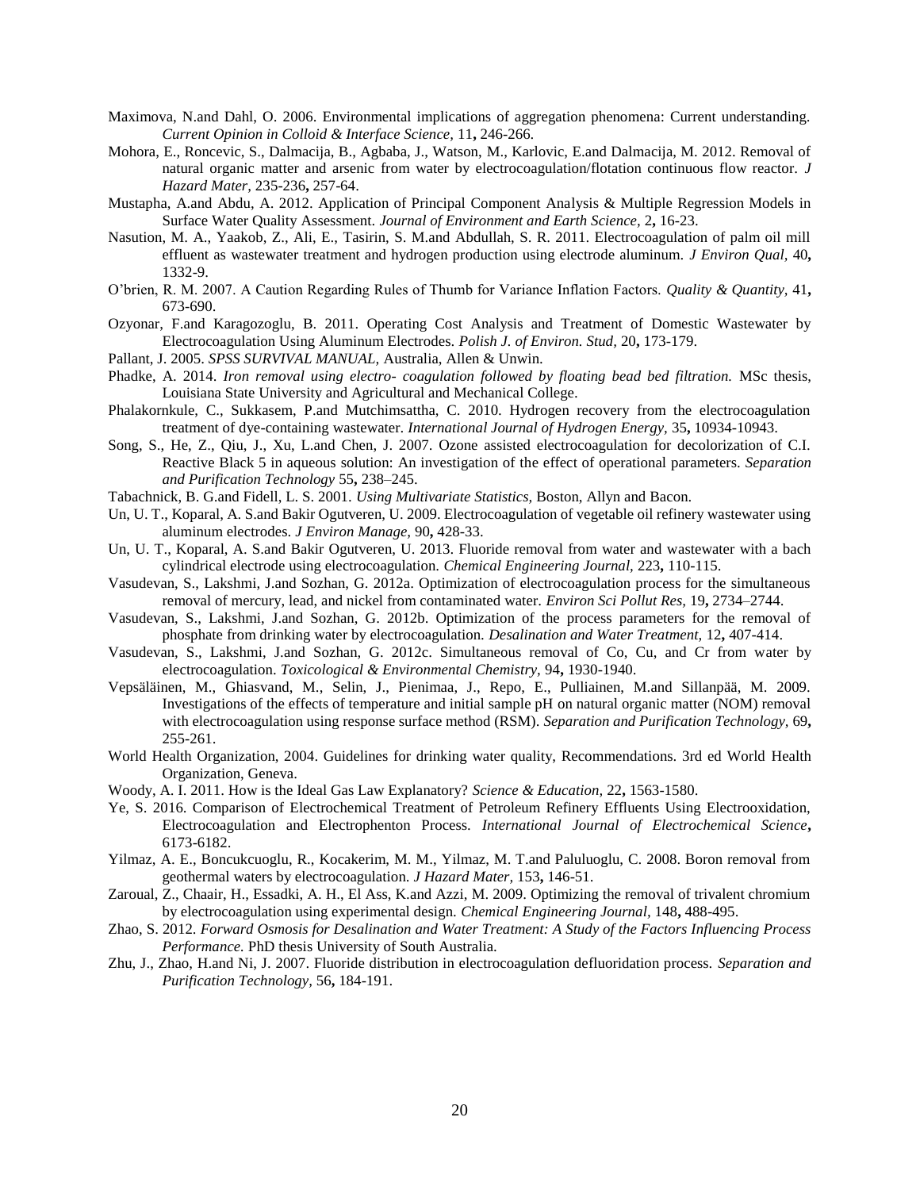Maximova, N.and Dahl, O. 2006. Environmental implications of aggregation phenomena: Current understanding. *Current Opinion in Colloid & Interface Science,* 11**,** 246-266.

Mohora, E., Roncevic, S., Dalmacija, B., Agbaba, J., Watson, M., Karlovic, E.and Dalmacija, M. 2012. Removal of natural organic matter and arsenic from water by electrocoagulation/flotation continuous flow reactor. *J Hazard Mater,* 235-236**,** 257-64.

Mustapha, A.and Abdu, A. 2012. Application of Principal Component Analysis & Multiple Regression Models in Surface Water Quality Assessment. *Journal of Environment and Earth Science,* 2**,** 16-23.

Nasution, M. A., Yaakob, Z., Ali, E., Tasirin, S. M.and Abdullah, S. R. 2011. Electrocoagulation of palm oil mill effluent as wastewater treatment and hydrogen production using electrode aluminum. *J Environ Qual,* 40**,** 1332-9.

O'brien, R. M. 2007. A Caution Regarding Rules of Thumb for Variance Inflation Factors. *Quality & Quantity,* 41**,** 673-690.

Ozyonar, F.and Karagozoglu, B. 2011. Operating Cost Analysis and Treatment of Domestic Wastewater by Electrocoagulation Using Aluminum Electrodes. *Polish J. of Environ. Stud,* 20**,** 173-179.

Pallant, J. 2005. *SPSS SURVIVAL MANUAL,* Australia, Allen & Unwin.

Phadke, A. 2014. *Iron removal using electro- coagulation followed by floating bead bed filtration.* MSc thesis, Louisiana State University and Agricultural and Mechanical College.

Phalakornkule, C., Sukkasem, P.and Mutchimsattha, C. 2010. Hydrogen recovery from the electrocoagulation treatment of dye-containing wastewater. *International Journal of Hydrogen Energy,* 35**,** 10934-10943.

Song, S., He, Z., Qiu, J., Xu, L.and Chen, J. 2007. Ozone assisted electrocoagulation for decolorization of C.I. Reactive Black 5 in aqueous solution: An investigation of the effect of operational parameters. *Separation and Purification Technology* 55**,** 238–245.

Tabachnick, B. G.and Fidell, L. S. 2001. *Using Multivariate Statistics,* Boston, Allyn and Bacon.

Un, U. T., Koparal, A. S.and Bakir Ogutveren, U. 2009. Electrocoagulation of vegetable oil refinery wastewater using aluminum electrodes. *J Environ Manage,* 90**,** 428-33.

Un, U. T., Koparal, A. S.and Bakir Ogutveren, U. 2013. Fluoride removal from water and wastewater with a bach cylindrical electrode using electrocoagulation. *Chemical Engineering Journal,* 223**,** 110-115.

Vasudevan, S., Lakshmi, J.and Sozhan, G. 2012a. Optimization of electrocoagulation process for the simultaneous removal of mercury, lead, and nickel from contaminated water. *Environ Sci Pollut Res,* 19**,** 2734–2744.

Vasudevan, S., Lakshmi, J.and Sozhan, G. 2012b. Optimization of the process parameters for the removal of phosphate from drinking water by electrocoagulation. *Desalination and Water Treatment,* 12**,** 407-414.

Vasudevan, S., Lakshmi, J.and Sozhan, G. 2012c. Simultaneous removal of Co, Cu, and Cr from water by electrocoagulation. *Toxicological & Environmental Chemistry,* 94**,** 1930-1940.

Vepsäläinen, M., Ghiasvand, M., Selin, J., Pienimaa, J., Repo, E., Pulliainen, M.and Sillanpää, M. 2009. Investigations of the effects of temperature and initial sample pH on natural organic matter (NOM) removal with electrocoagulation using response surface method (RSM). *Separation and Purification Technology,* 69**,** 255-261.

World Health Organization, 2004. Guidelines for drinking water quality, Recommendations. 3rd ed World Health Organization, Geneva.

Woody, A. I. 2011. How is the Ideal Gas Law Explanatory? *Science & Education,* 22**,** 1563-1580.

Ye, S. 2016. Comparison of Electrochemical Treatment of Petroleum Refinery Effluents Using Electrooxidation, Electrocoagulation and Electrophenton Process. *International Journal of Electrochemical Science***,** 6173-6182.

Yilmaz, A. E., Boncukcuoglu, R., Kocakerim, M. M., Yilmaz, M. T.and Paluluoglu, C. 2008. Boron removal from geothermal waters by electrocoagulation. *J Hazard Mater,* 153**,** 146-51.

Zaroual, Z., Chaair, H., Essadki, A. H., El Ass, K.and Azzi, M. 2009. Optimizing the removal of trivalent chromium by electrocoagulation using experimental design. *Chemical Engineering Journal,* 148**,** 488-495.

Zhao, S. 2012. *Forward Osmosis for Desalination and Water Treatment: A Study of the Factors Influencing Process Performance.* PhD thesis University of South Australia.

Zhu, J., Zhao, H.and Ni, J. 2007. Fluoride distribution in electrocoagulation defluoridation process. *Separation and Purification Technology,* 56**,** 184-191.